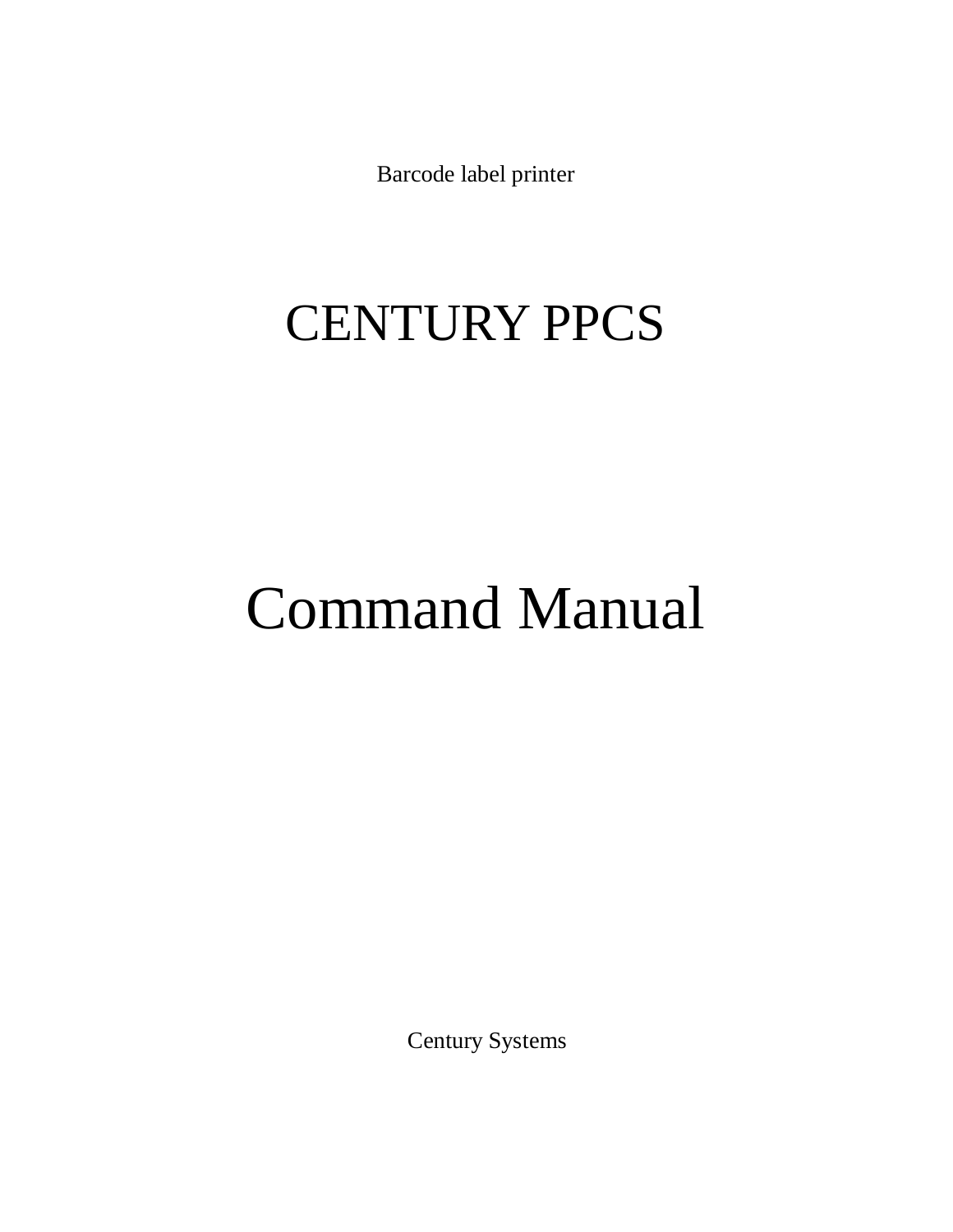Barcode label printer

# CENTURY PPCS

# Command Manual

Century Systems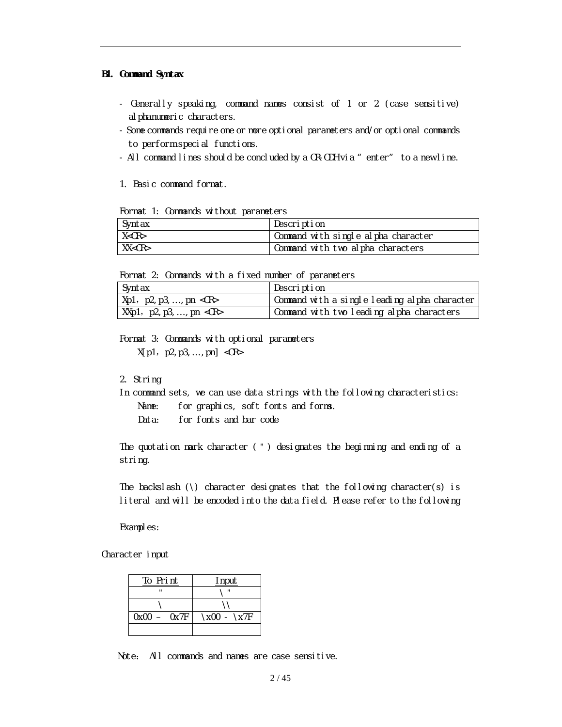## B1. Command Syntax

- Generally speaking, command names consist of 1 or 2 (case sensitive) alphanumeric characters.
- Some commands require one or more optional parameters and/or optional commands to perform special functions.
- All command lines should be concluded by a CR-0DH via "enter" to a new line.

1. Basic command format.

Format 1: Commands without parameters

| Syntax | Description |
|---|---|
| X<CR> | Command with single alpha character |
| XX<CR> | Command with two alpha characters |

Format 2: Commands with a fixed number of parameters

| Syntax | Description |
|---|---|
| Xp1, p2,p3,...,pn <CR> | Command with a single leading alpha character |
| XXp1, p2,p3,...,pn <CR> | Command with two leading alpha characters |

Format 3: Commands with optional parameters

X[p1, p2,p3,...,pn] <CR>

2. String

In command sets, we can use data strings with the following characteristics:

Name: for graphics, soft fonts and forms.

Data: for fonts and bar code

The quotation mark character ( " ) designates the beginning and ending of a string.

The backslash (\) character designates that the following character(s) is literal and will be encoded into the data field. Please refer to the following

Examples:

Character input

| To Print | Input |
|---|---|
| " | \ " |
| \ | \\ |
| 0x00 – 0x7F | \x00 - \x7F |
| | |

Note: All commands and names are case sensitive.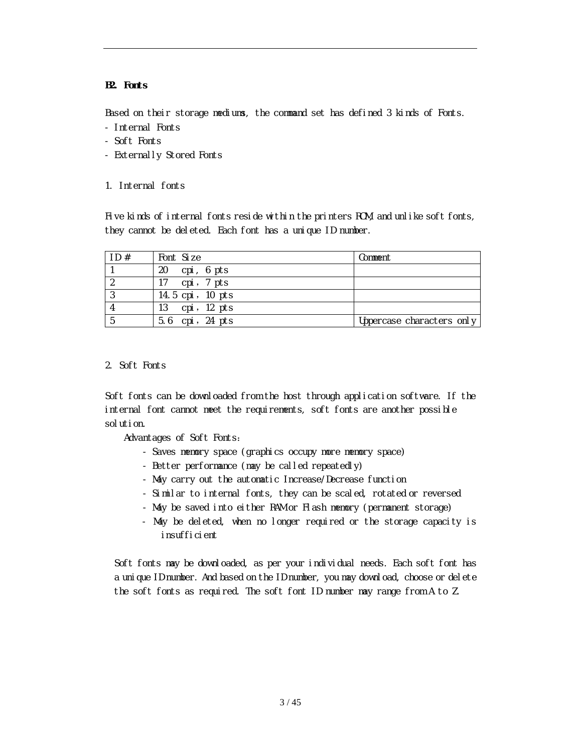## B2. Fonts

Based on their storage mediums, the command set has defined 3 kinds of Fonts.

- Internal Fonts
- Soft Fonts
- Externally Stored Fonts

### 1. Internal fonts

Five kinds of internal fonts reside within the printers ROM, and unlike soft fonts, they cannot be deleted. Each font has a unique ID number.

| ID # | Font Size | Comment |
| --- | --- | --- |
| 1 | 20 cpi, 6 pts | |
| 2 | 17 cpi, 7 pts | |
| 3 | 14.5 cpi, 10 pts | |
| 4 | 13 cpi, 12 pts | |
| 5 | 5.6 cpi, 24 pts | Uppercase characters only |

### 2. Soft Fonts

Soft fonts can be downloaded from the host through application software. If the internal font cannot meet the requirements, soft fonts are another possible solution.

Advantages of Soft Fonts:

- Saves memory space (graphics occupy more memory space)
- Better performance (may be called repeatedly)
- May carry out the automatic Increase/Decrease function
- Similar to internal fonts, they can be scaled, rotated or reversed
- May be saved into either RAM or Flash memory (permanent storage)
- May be deleted, when no longer required or the storage capacity is insufficient

Soft fonts may be downloaded, as per your individual needs. Each soft font has a unique ID number. And based on the ID number, you may download, choose or delete the soft fonts as required. The soft font ID number may range from A to Z.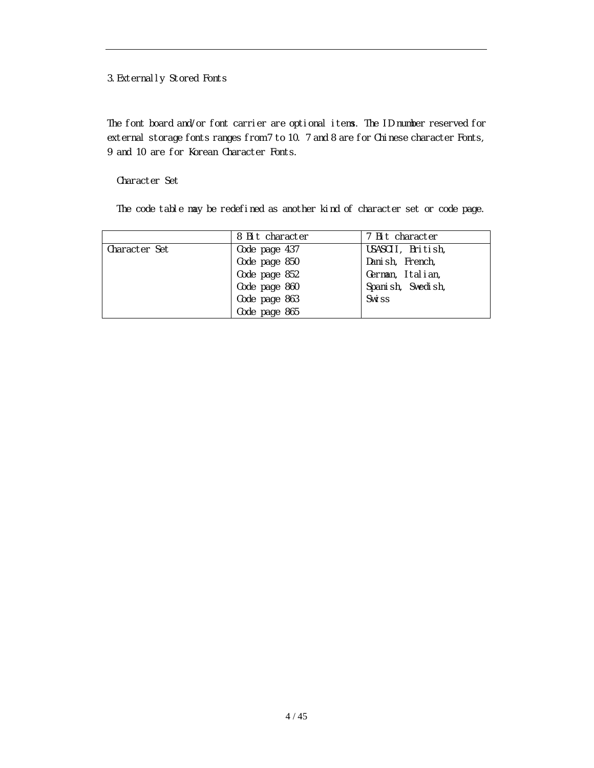## 3. Externally Stored Fonts

The font board and/or font carrier are optional items. The ID number reserved for external storage fonts ranges from 7 to 10. 7 and 8 are for Chinese character Fonts, 9 and 10 are for Korean Character Fonts.

Character Set

The code table may be redefined as another kind of character set or code page.

| | 8 Bit character | 7 Bit character |
|---|---|---|
| Character Set | Code page 437<br>Code page 850<br>Code page 852<br>Code page 860<br>Code page 863<br>Code page 865 | USASCII, British,<br>Danish, French,<br>German, Italian,<br>Spanish, Swedish,<br>Swiss |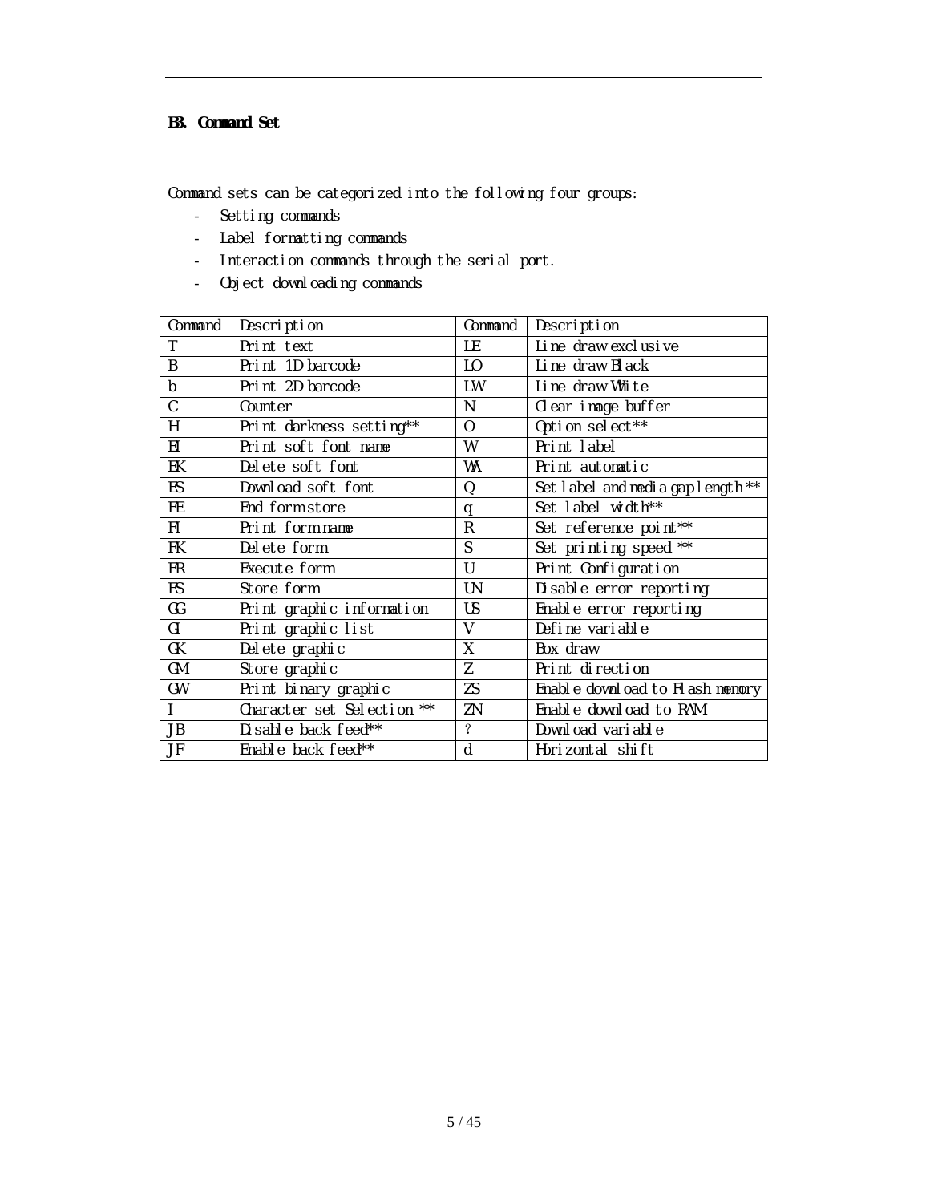## B3. Command Set

Command sets can be categorized into the following four groups:

- Setting commands
- Label formatting commands
- Interaction commands through the serial port.
- Object downloading commands

| Command | Description | Command | Description |
|---|---|---|---|
| T | Print text | LE | Line draw exclusive |
| B | Print 1D barcode | LO | Line draw Black |
| b | Print 2D barcode | LW | Line draw White |
| C | Counter | N | Clear image buffer |
| H | Print darkness setting** | O | Option select** |
| EI | Print soft font name | W | Print label |
| EK | Delete soft font | WA | Print automatic |
| ES | Download soft font | Q | Set label and media gap length ** |
| FE | End form store | q | Set label width** |
| FI | Print form name | R | Set reference point** |
| FK | Delete form | S | Set printing speed ** |
| FR | Execute form | U | Print Configuration |
| FS | Store form | UN | Disable error reporting |
| GG | Print graphic information | US | Enable error reporting |
| GI | Print graphic list | V | Define variable |
| GK | Delete graphic | X | Box draw |
| GM | Store graphic | Z | Print direction |
| GW | Print binary graphic | ZS | Enable download to Flash memory |
| I | Character set Selection ** | ZN | Enable download to RAM |
| JB | Disable back feed** | ? | Download variable |
| JF | Enable back feed** | d | Horizontal shift |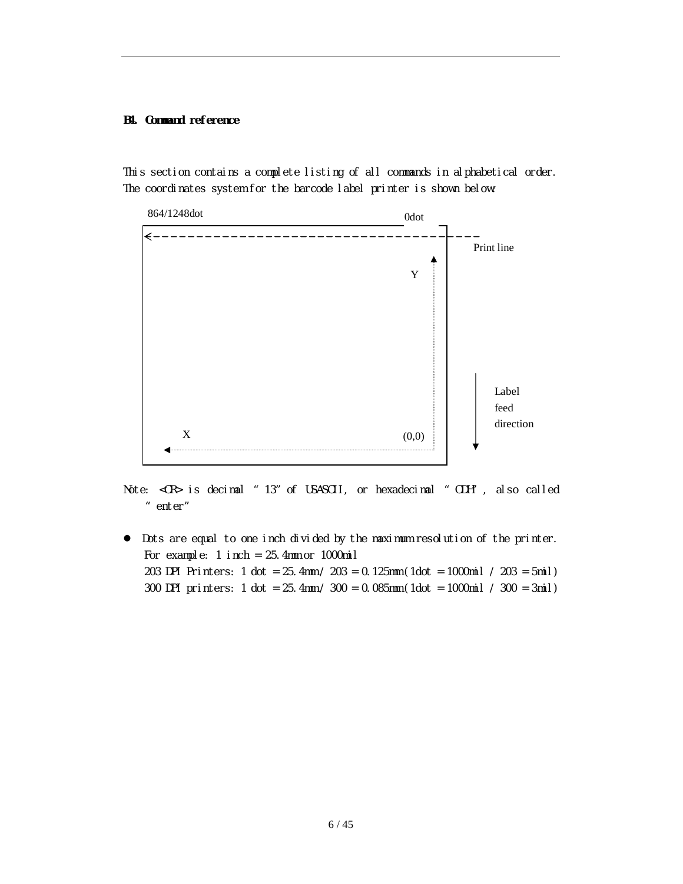## B4. Command reference

This section contains a complete listing of all commands in alphabetical order. The coordinates system for the barcode label printer is shown below:

864/1248dot

0dot

Print line

Y

Label feed direction

X

(0,0)

Note: <CR> is decimal "13" of USASCII, or hexadecimal "0DH", also called "enter"

- Dots are equal to one inch divided by the maximum resolution of the printer.
  For example: 1 inch = 25.4mm or 1000mil
  203 DPI Printers: 1 dot = 25.4mm / 203 = 0.125mm (1dot = 1000mil / 203 = 5mil)
  300 DPI printers: 1 dot = 25.4mm / 300 = 0.085mm (1dot = 1000mil / 300 = 3mil)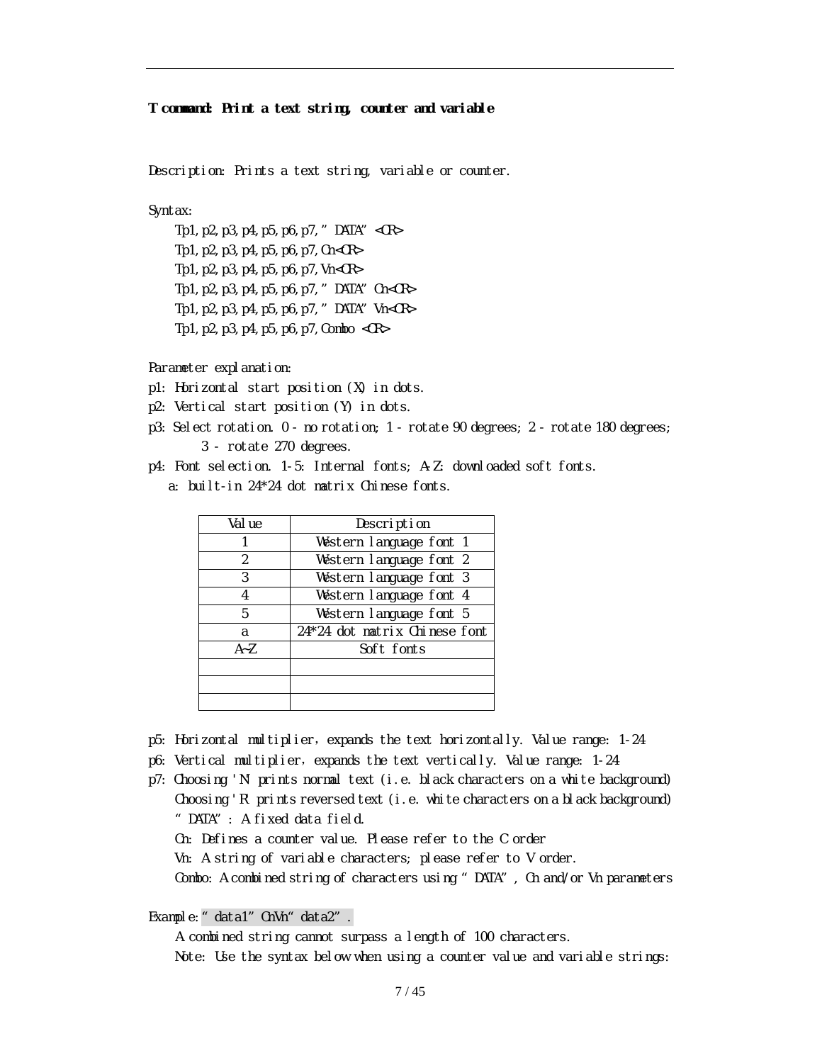### T command: Print a text string, counter and variable

Description: Prints a text string, variable or counter.

Syntax:

```
Tp1,p2,p3,p4,p5,p6,p7,"DATA"<CR>
Tp1,p2,p3,p4,p5,p6,p7,Cn<CR>
Tp1,p2,p3,p4,p5,p6,p7,Vn<CR>
Tp1,p2,p3,p4,p5,p6,p7,"DATA"Cn<CR>
Tp1,p2,p3,p4,p5,p6,p7,"DATA"Vn<CR>
Tp1,p2,p3,p4,p5,p6,p7,Combo <CR>
```

Parameter explanation:

p1: Horizontal start position (X) in dots.

p2: Vertical start position (Y) in dots.

p3: Select rotation. 0 - no rotation; 1 - rotate 90 degrees; 2 - rotate 180 degrees; 3 - rotate 270 degrees.

p4: Font selection. 1-5: Internal fonts; A-Z: downloaded soft fonts.

a: built-in 24*24 dot matrix Chinese fonts.

| Value | Description |
|---|---|
| 1 | Western language font 1 |
| 2 | Western language font 2 |
| 3 | Western language font 3 |
| 4 | Western language font 4 |
| 5 | Western language font 5 |
| a | 24*24 dot matrix Chinese font |
| A~Z | Soft fonts |
| | |
| | |
| | |

p5: Horizontal multiplier, expands the text horizontally. Value range: 1-24

p6: Vertical multiplier, expands the text vertically. Value range: 1-24

p7: Choosing 'N' prints normal text (i.e. black characters on a white background)

Choosing 'R' prints reversed text (i.e. white characters on a black background)

"DATA": A fixed data field.

Cn: Defines a counter value. Please refer to the C order

Vn: A string of variable characters; please refer to V order.

Combo: A combined string of characters using "DATA", Cn and/or Vn parameters

Example: "data1"CnVn"data2".

A combined string cannot surpass a length of 100 characters.

Note: Use the syntax below when using a counter value and variable strings: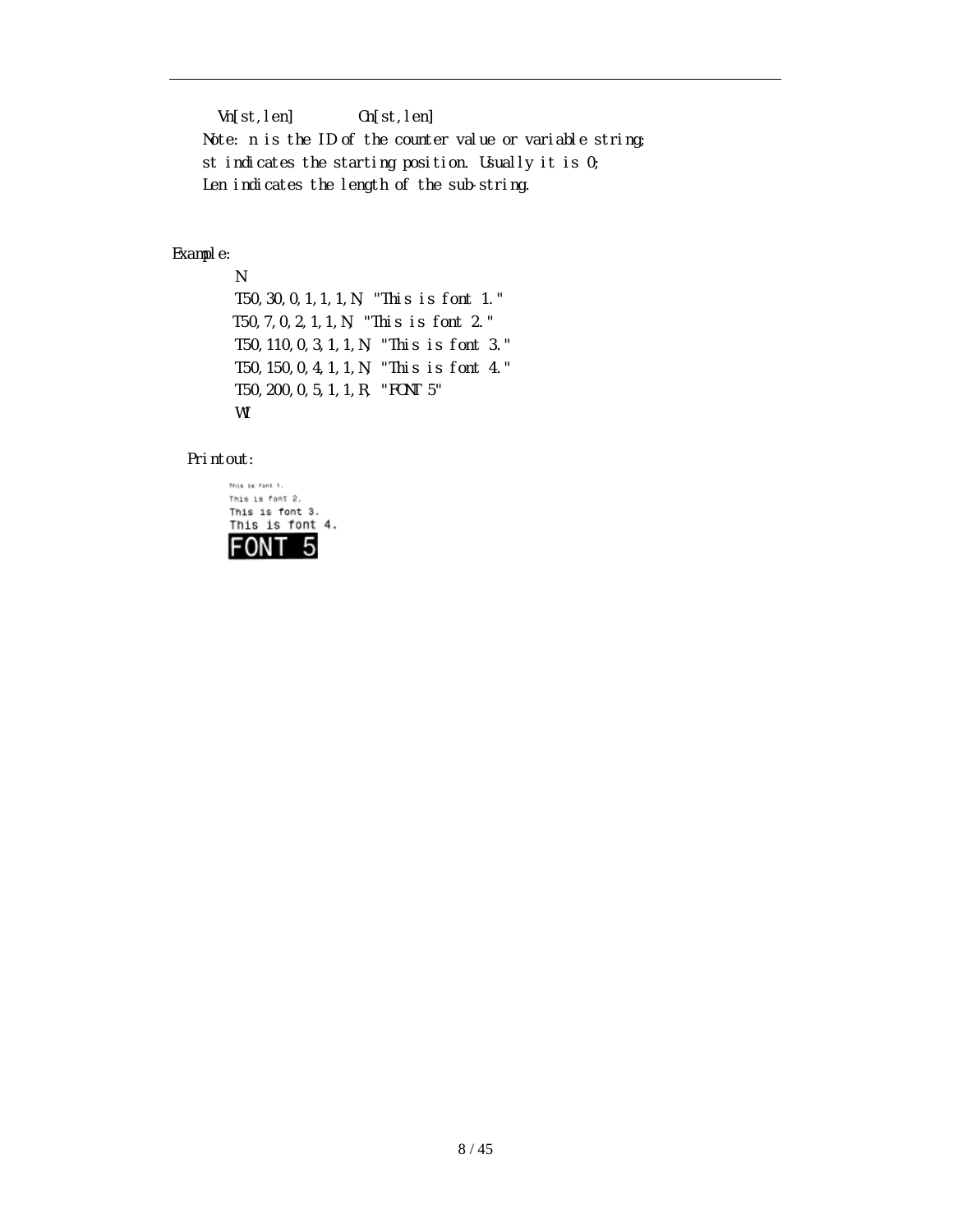Vn[st,len]    Cn[st,len]

Note: n is the ID of the counter value or variable string;

st indicates the starting position. Usually it is 0;

Len indicates the length of the sub-string.

Example:

```
N
T50,30,0,1,1,1,N,"This is font 1."
T50,7,0,2,1,1,N,"This is font 2."
T50,110,0,3,1,1,N,"This is font 3."
T50,150,0,4,1,1,N,"This is font 4."
T50,200,0,5,1,1,R,"FONT 5"
W1
```

Printout:

This is font 1.
This is font 2.
This is font 3.
This is font 4.
FONT 5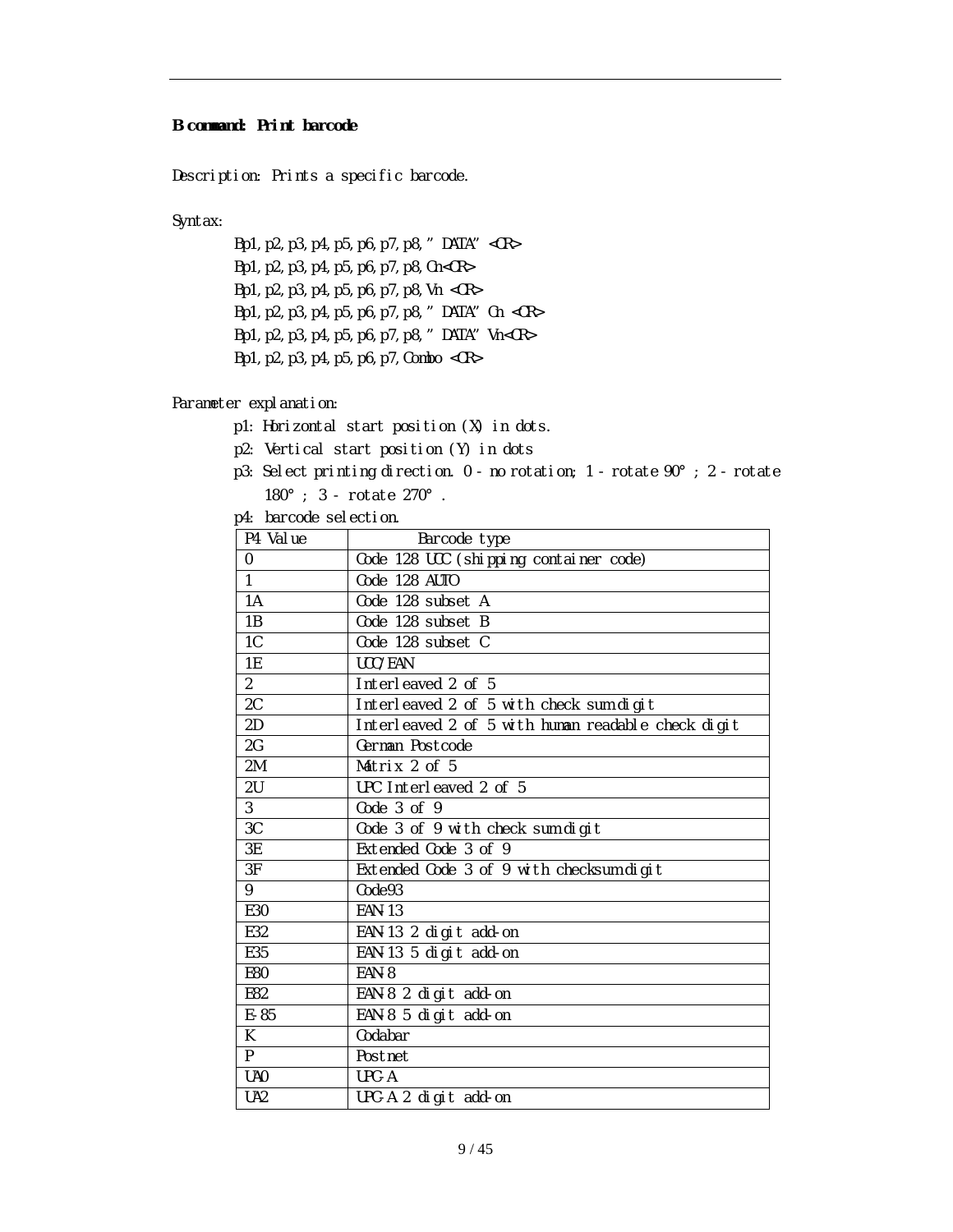**B command: Print barcode**

Description: Prints a specific barcode.

Syntax:

```
Bp1,p2,p3,p4,p5,p6,p7,p8,"DATA" <CR>
Bp1,p2,p3,p4,p5,p6,p7,p8,Cn<CR>
Bp1,p2,p3,p4,p5,p6,p7,p8,Vn <CR>
Bp1,p2,p3,p4,p5,p6,p7,p8,"DATA" Cn <CR>
Bp1,p2,p3,p4,p5,p6,p7,p8,"DATA" Vn<CR>
Bp1,p2,p3,p4,p5,p6,p7,Combo <CR>
```

Parameter explanation:

- p1: Horizontal start position (X) in dots.
- p2: Vertical start position (Y) in dots
- p3: Select printing direction. 0 - no rotation; 1 - rotate 90°; 2 - rotate 180°; 3 - rotate 270°.
- p4: barcode selection.

| P4 Value | Barcode type |
|---|---|
| 0 | Code 128 UCC (shipping container code) |
| 1 | Code 128 AUTO |
| 1A | Code 128 subset A |
| 1B | Code 128 subset B |
| 1C | Code 128 subset C |
| 1E | UCC/EAN |
| 2 | Interleaved 2 of 5 |
| 2C | Interleaved 2 of 5 with check sum digit |
| 2D | Interleaved 2 of 5 with human readable check digit |
| 2G | German Postcode |
| 2M | Matrix 2 of 5 |
| 2U | UPC Interleaved 2 of 5 |
| 3 | Code 3 of 9 |
| 3C | Code 3 of 9 with check sum digit |
| 3E | Extended Code 3 of 9 |
| 3F | Extended Code 3 of 9 with checksum digit |
| 9 | Code93 |
| E30 | EAN-13 |
| E32 | EAN-13 2 digit add-on |
| E35 | EAN-13 5 digit add-on |
| E80 | EAN-8 |
| E82 | EAN-8 2 digit add-on |
| E-85 | EAN-8 5 digit add-on |
| K | Codabar |
| P | Postnet |
| UA0 | UPC-A |
| UA2 | UPC-A 2 digit add-on |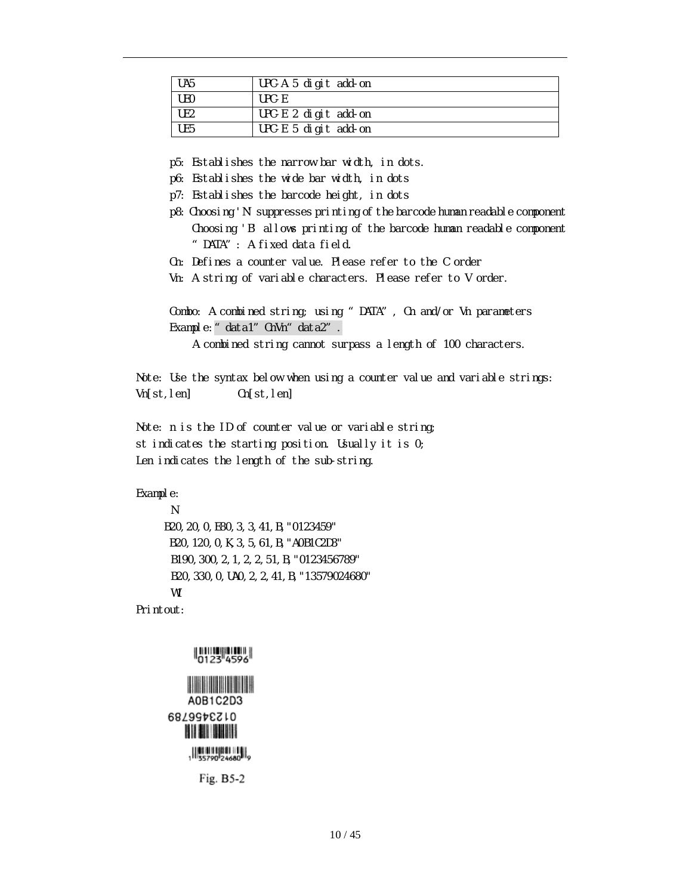| UA5 | UPC-A 5 digit add-on |
|---|---|
| UE0 | UPC-E |
| UE2 | UPC-E 2 digit add-on |
| UE5 | UPC-E 5 digit add-on |

p5: Establishes the narrow bar width, in dots.

p6: Establishes the wide bar width, in dots

p7: Establishes the barcode height, in dots

p8: Choosing 'N' suppresses printing of the barcode human readable component

Choosing 'B' allows printing of the barcode human readable component

"DATA": A fixed data field.

Cn: Defines a counter value. Please refer to the C order

Vn: A string of variable characters. Please refer to V order.

Combo: A combined string; using "DATA", Cn and/or Vn parameters

Example: "data1" CnVn "data2".

A combined string cannot surpass a length of 100 characters.

Note: Use the syntax below when using a counter value and variable strings:

Vn[st,len]    Cn[st,len]

Note: n is the ID of counter value or variable string;

st indicates the starting position. Usually it is 0;

Len indicates the length of the sub-string.

Example:

```
N
B20,20,0,E80,3,3,41,B,"0123459"
B20,120,0,K,3,5,61,B,"A0B1C2D3"
B190,300,2,1,2,2,51,B,"0123456789"
B20,330,0,UA0,2,2,41,B,"13579024680"
W1
```

Printout:

Fig. B5-2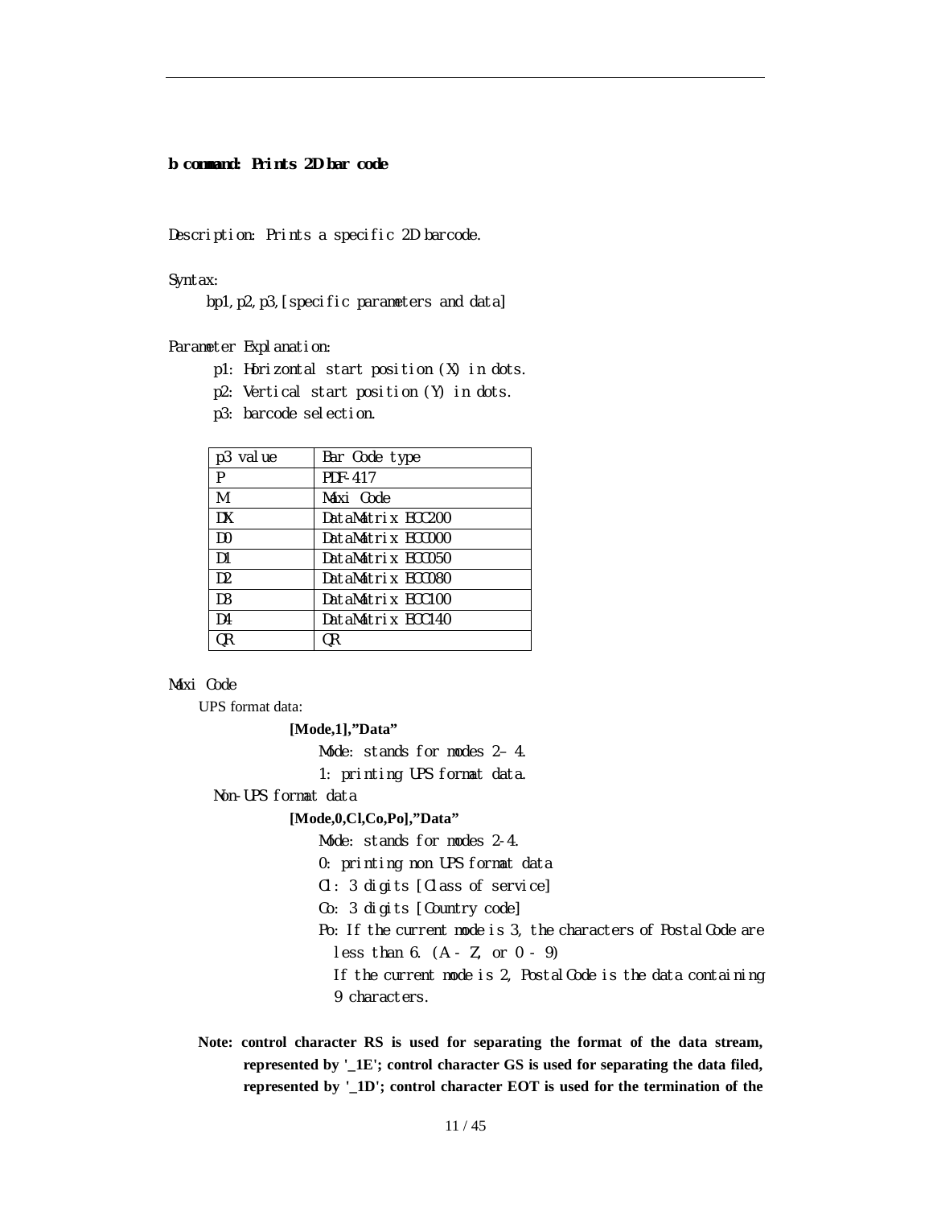**b command: Prints 2D bar code**

Description: Prints a specific 2D barcode.

Syntax:

bp1,p2,p3,[specific parameters and data]

Parameter Explanation:

p1: Horizontal start position (X) in dots.

p2: Vertical start position (Y) in dots.

p3: barcode selection.

| p3 value | Bar Code type |
|---|---|
| P | PDF-417 |
| M | Maxi Code |
| DX | DataMatrix ECC200 |
| D0 | DataMatrix ECC000 |
| D1 | DataMatrix ECC050 |
| D2 | DataMatrix ECC080 |
| D3 | DataMatrix ECC100 |
| D4 | DataMatrix ECC140 |
| QR | QR |

Maxi Code

UPS format data:

**[Mode,1],"Data"**

Mode: stands for modes 2– 4.

1: printing UPS format data.

Non-UPS format data

**[Mode,0,Cl,Co,Po],"Data"**

Mode: stands for modes 2-4.

0: printing non UPS format data

Cl: 3 digits [Class of service]

Co: 3 digits [Country code]

Po: If the current mode is 3, the characters of Postal Code are less than 6. (A - Z, or 0 - 9)

If the current mode is 2, Postal Code is the data containing 9 characters.

**Note: control character RS is used for separating the format of the data stream, represented by '_1E'; control character GS is used for separating the data filed, represented by '_1D'; control character EOT is used for the termination of the**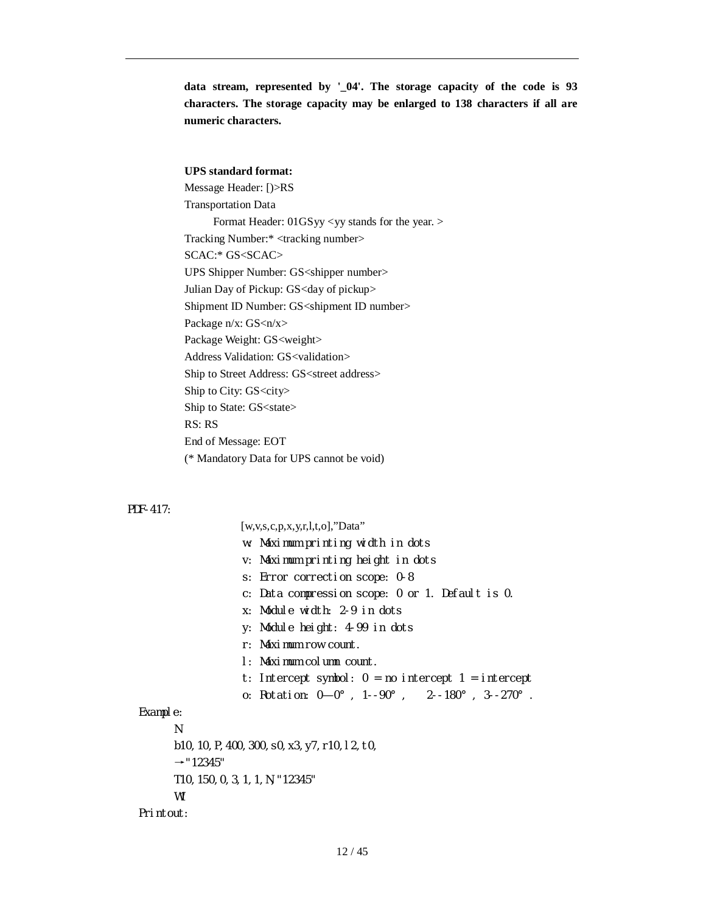**data stream, represented by '_04'. The storage capacity of the code is 93 characters. The storage capacity may be enlarged to 138 characters if all are numeric characters.**

**UPS standard format:**

Message Header: [)>RS

Transportation Data

Format Header: 01GSyy <yy stands for the year. >

Tracking Number:* <tracking number>

SCAC:* GS<SCAC>

UPS Shipper Number: GS<shipper number>

Julian Day of Pickup: GS<day of pickup>

Shipment ID Number: GS<shipment ID number>

Package n/x: GS<n/x>

Package Weight: GS<weight>

Address Validation: GS<validation>

Ship to Street Address: GS<street address>

Ship to City: GS<city>

Ship to State: GS<state>

RS: RS

End of Message: EOT

(* Mandatory Data for UPS cannot be void)

PDF-417:

[w,v,s,c,p,x,y,r,l,t,o],"Data"

w: Maximum printing width in dots

v: Maximum printing height in dots

s: Error correction scope: 0-8

c: Data compression scope: 0 or 1. Default is 0.

x: Module width: 2-9 in dots

y: Module height: 4-99 in dots

r: Maximum row count.

l: Maximum column count.

t: Intercept symbol: 0 = no intercept 1 = intercept

o: Rotation: 0—0°, 1--90°, 2--180°, 3--270°.

Example:

```
N
b10,10,P,400,300,s0,x3,y7,r10,l2,t0,
→"12345"
T10,150,0,3,1,1,N,"12345"
W1
```

Printout: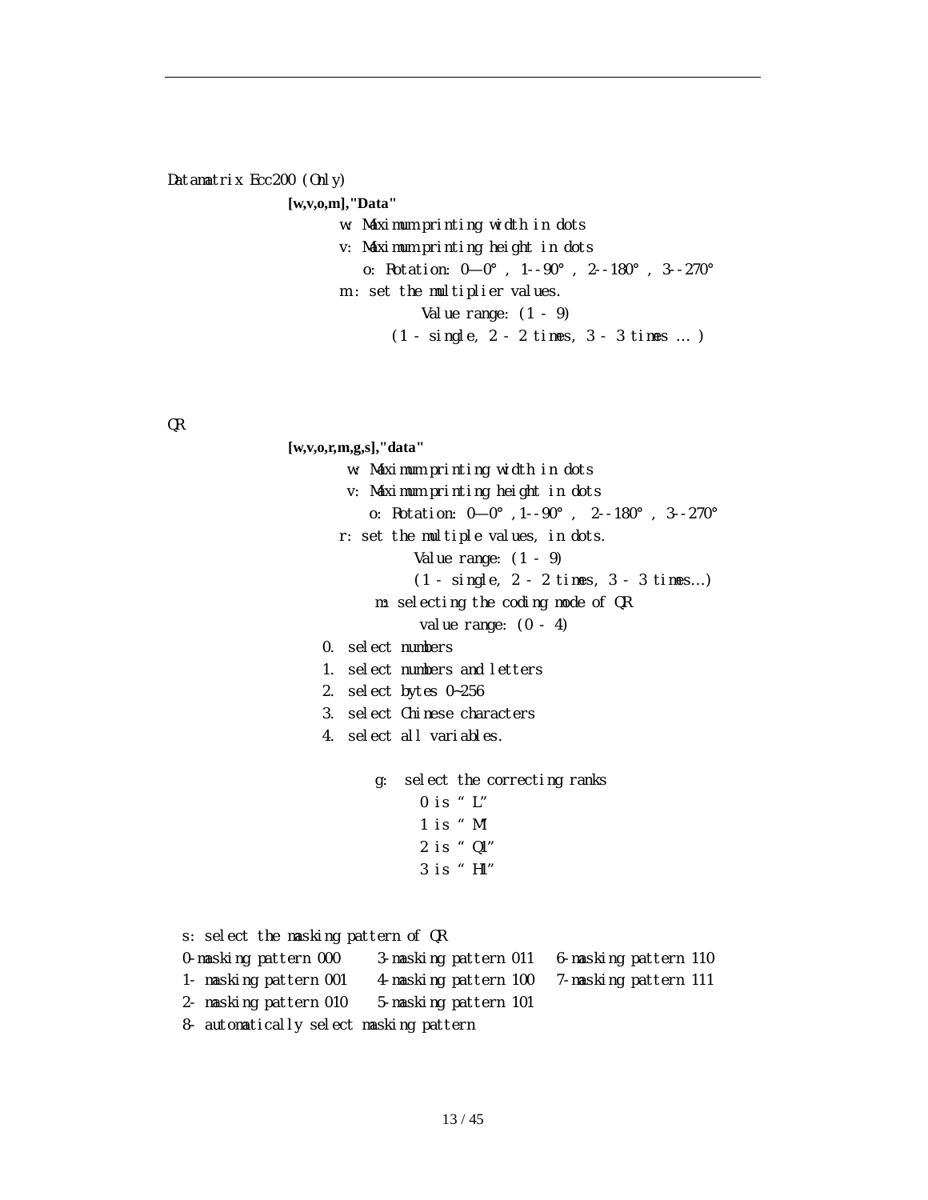Datamatrix Ecc200 (Only)

**[w,v,o,m],"Data"**

w: Maximum printing width in dots

v: Maximum printing height in dots

o: Rotation: 0—0°, 1--90°, 2--180°, 3--270°

m : set the multiplier values.

Value range: (1 - 9)

(1 - single, 2 - 2 times, 3 - 3 times … )

QR

**[w,v,o,r,m,g,s],"data"**

w: Maximum printing width in dots

v: Maximum printing height in dots

o: Rotation: 0—0°, 1--90°, 2--180°, 3--270°

r: set the multiple values, in dots.

Value range: (1 - 9)

(1 - single, 2 - 2 times, 3 - 3 times…)

m: selecting the coding mode of QR

value range: (0 - 4)

0. select numbers
1. select numbers and letters
2. select bytes 0~256
3. select Chinese characters
4. select all variables.

g: select the correcting ranks

0 is "L"

1 is "M"

2 is "Q1"

3 is "H1"

s: select the masking pattern of QR

0-masking pattern 000 3-masking pattern 011 6-masking pattern 110

1- masking pattern 001 4-masking pattern 100 7-masking pattern 111

2- masking pattern 010 5-masking pattern 101

8- automatically select masking pattern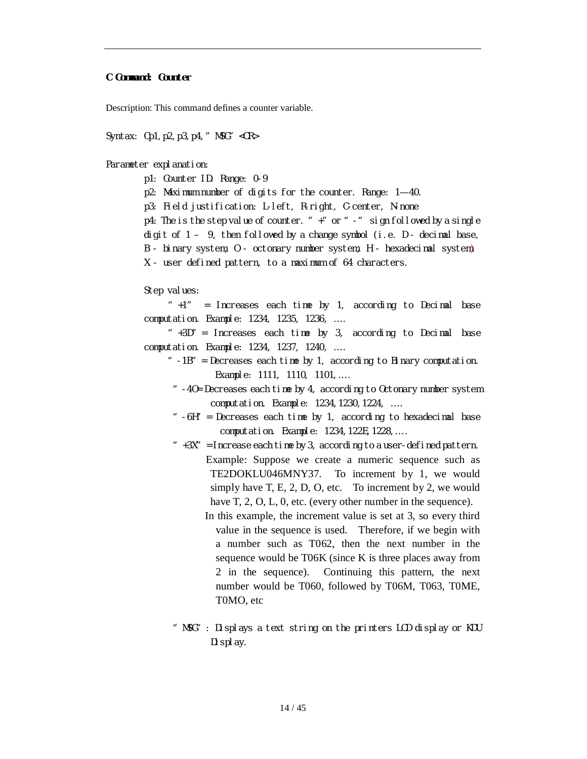## C Command: Counter

Description: This command defines a counter variable.

Syntax: Cp1,p2,p3,p4,"MSG"<CR>

Parameter explanation:

p1: Counter ID. Range: 0-9

p2: Maximum number of digits for the counter. Range: 1—40.

p3: Field justification: L-left, R-right, C-center, N-none

p4: The is the step value of counter. "+" or "-" sign followed by a single digit of 1 – 9, then followed by a change symbol (i.e. D - decimal base, B - binary system, O - octonary number system, H - hexadecimal system) X - user defined pattern, to a maximum of 64 characters.

Step values:

"+1" = Increases each time by 1, according to Decimal base computation. Example: 1234, 1235, 1236, ….

"+3D" = Increases each time by 3, according to Decimal base computation. Example: 1234, 1237, 1240, ….

"-1B" = Decreases each time by 1, according to Binary computation. Example: 1111, 1110, 1101,….

"-4O= Decreases each time by 4, according to Octonary number system computation. Example: 1234,1230,1224, ….

"-6H" = Decreases each time by 1, according to hexadecimal base computation. Example: 1234,122E,1228,….

"+3X" = Increase each time by 3, according to a user-defined pattern.

Example: Suppose we create a numeric sequence such as TE2DOKLU046MNY37. To increment by 1, we would simply have T, E, 2, D, O, etc. To increment by 2, we would have T, 2, O, L, 0, etc. (every other number in the sequence).

In this example, the increment value is set at 3, so every third value in the sequence is used. Therefore, if we begin with a number such as T062, then the next number in the sequence would be T06K (since K is three places away from 2 in the sequence). Continuing this pattern, the next number would be T060, followed by T06M, T063, T0ME, T0MO, etc

"MSG": Displays a text string on the printers LCD display or KDU Display.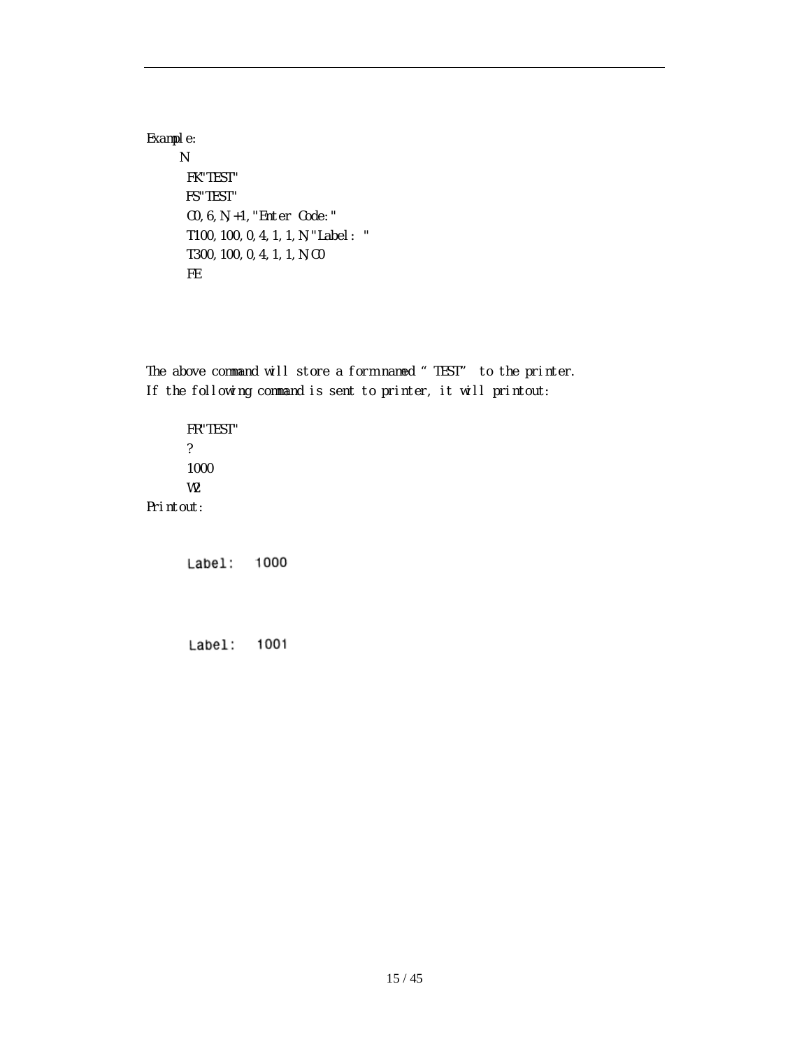Example:

```
N
FK"TEST"
FS"TEST"
C0,6,N,+1,"Enter Code:"
T100,100,0,4,1,1,N,"Label: "
T300,100,0,4,1,1,N,C0
FE
```

The above command will store a form named "TEST" to the printer.
If the following command is sent to printer, it will printout:

```
FR"TEST"
?
1000
W2
```

Printout:

```
Label:   1000

Label:   1001
```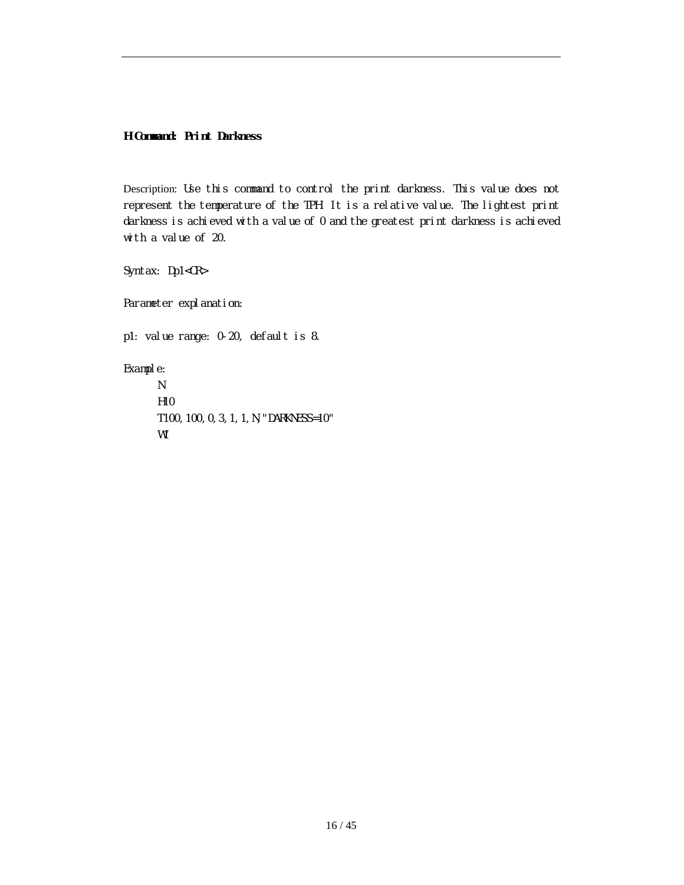**H Command: Print Darkness**

Description: Use this command to control the print darkness. This value does not represent the temperature of the TPH. It is a relative value. The lightest print darkness is achieved with a value of 0 and the greatest print darkness is achieved with a value of 20.

Syntax: Dp1<CR>

Parameter explanation:

p1: value range: 0-20, default is 8.

Example:

```
N
H10
T100,100,0,3,1,1,N,"DARKNESS=10"
W1
```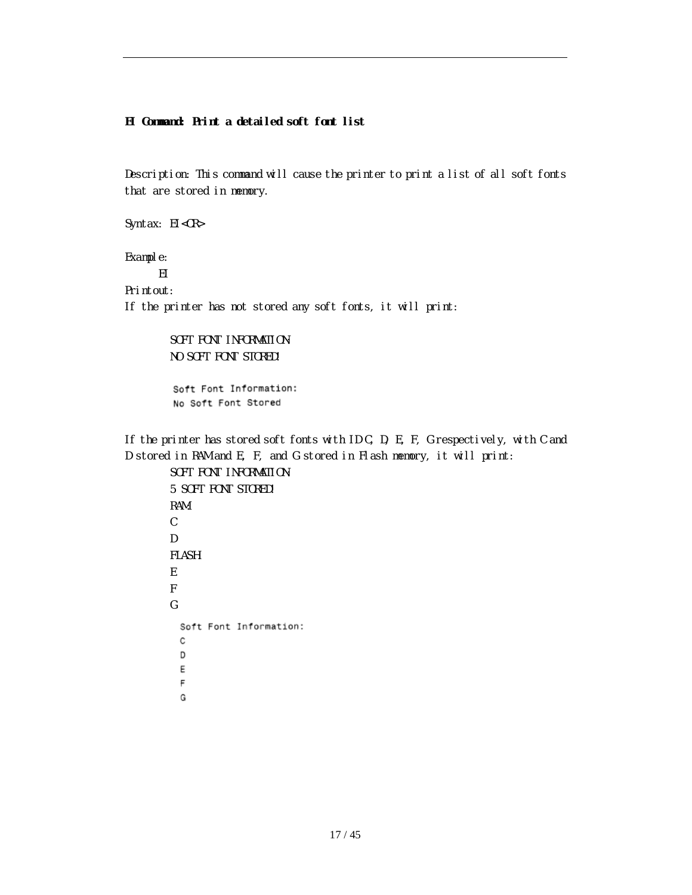**EI Command: Print a detailed soft font list**

Description: This command will cause the printer to print a list of all soft fonts that are stored in memory.

Syntax: EI<CR>

Example:

EI

Printout:

If the printer has not stored any soft fonts, it will print:

SOFT FONT INFORMATION:
NO SOFT FONT STORED!

Soft Font Information:
No Soft Font Stored

If the printer has stored soft fonts with ID C, D, E, F, G respectively, with C and D stored in RAM and E, F, and G stored in Flash memory, it will print:

SOFT FONT INFORMATION:
5 SOFT FONT STORED!
RAM:
C
D
FLASH:
E
F
G

Soft Font Information:
C
D
E
F
G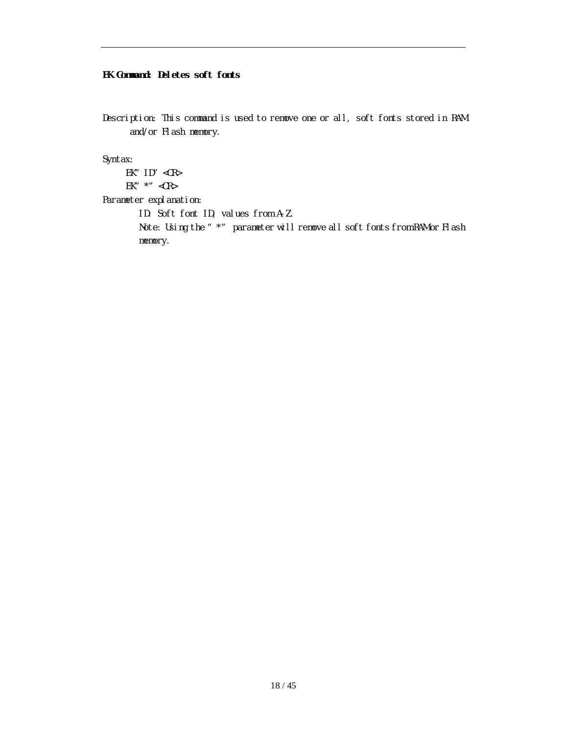**EK Command: Deletes soft fonts**

Description: This command is used to remove one or all, soft fonts stored in RAM and/or Flash memory.

Syntax:

EK"ID"<CR>

EK"*"<CR>

Parameter explanation:

ID: Soft font ID, values from A-Z.

Note: Using the "*" parameter will remove all soft fonts from RAM or Flash memory.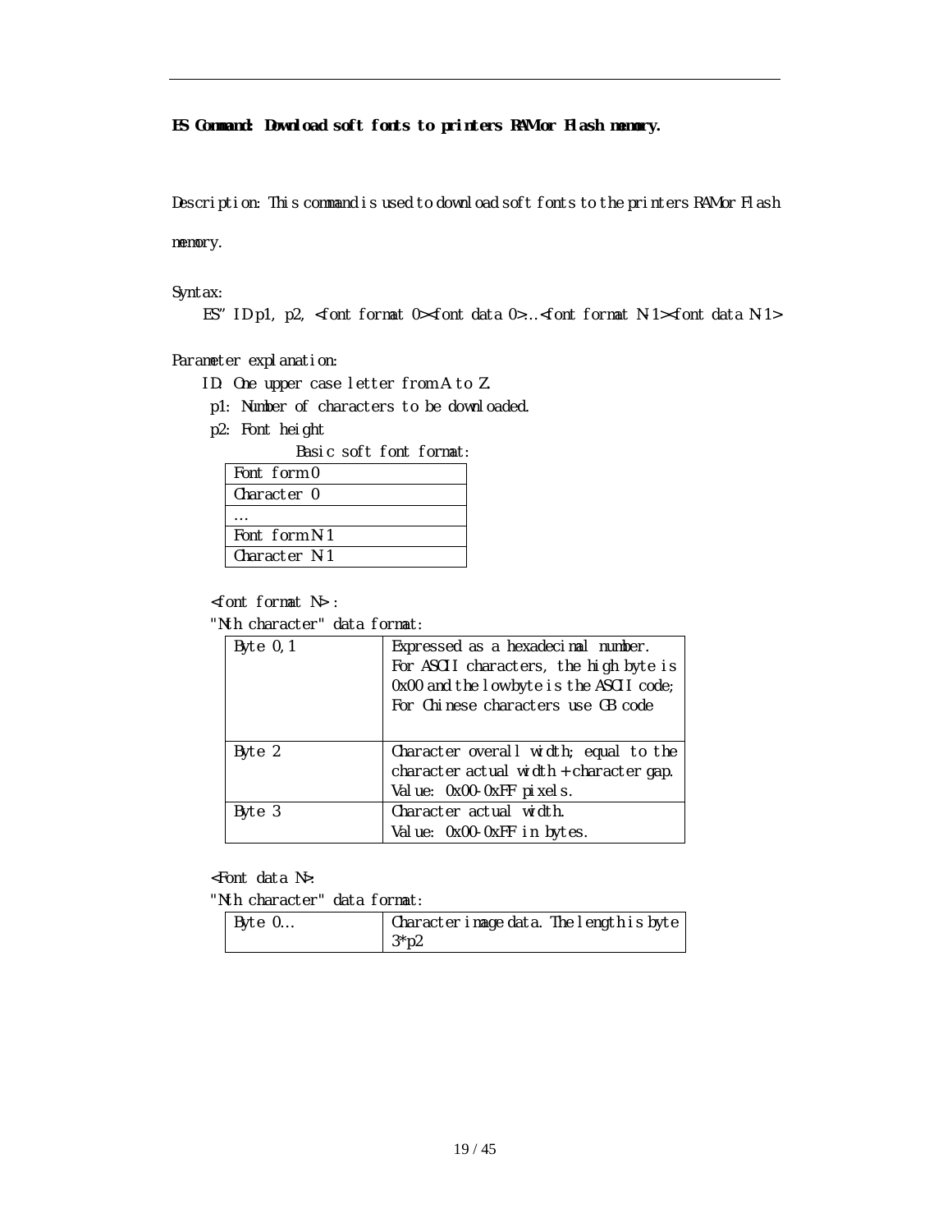**ES Command: Download soft fonts to printers RAM or Flash memory.**

Description: This command is used to download soft fonts to the printers RAM or Flash memory.

Syntax:

ES"ID p1, p2, <font format 0><font data 0>…<font format N-1><font data N-1>

Parameter explanation:

ID: One upper case letter from A to Z.

p1: Number of characters to be downloaded.

p2: Font height

Basic soft font format:

| Font form 0 |
|---|
| Character 0 |
| … |
| Font form N-1 |
| Character N-1 |

<font format N> :

"Nth character" data format:

| | |
|---|---|
| Byte 0,1 | Expressed as a hexadecimal number. For ASCII characters, the high byte is 0x00 and the low byte is the ASCII code; For Chinese characters use GB code |
| Byte 2 | Character overall width; equal to the character actual width + character gap. Value: 0x00-0xFF pixels. |
| Byte 3 | Character actual width. Value: 0x00-0xFF in bytes. |

<Font data N>:

"Nth character" data format:

| | |
|---|---|
| Byte 0… | Character image data. The length is byte 3*p2 |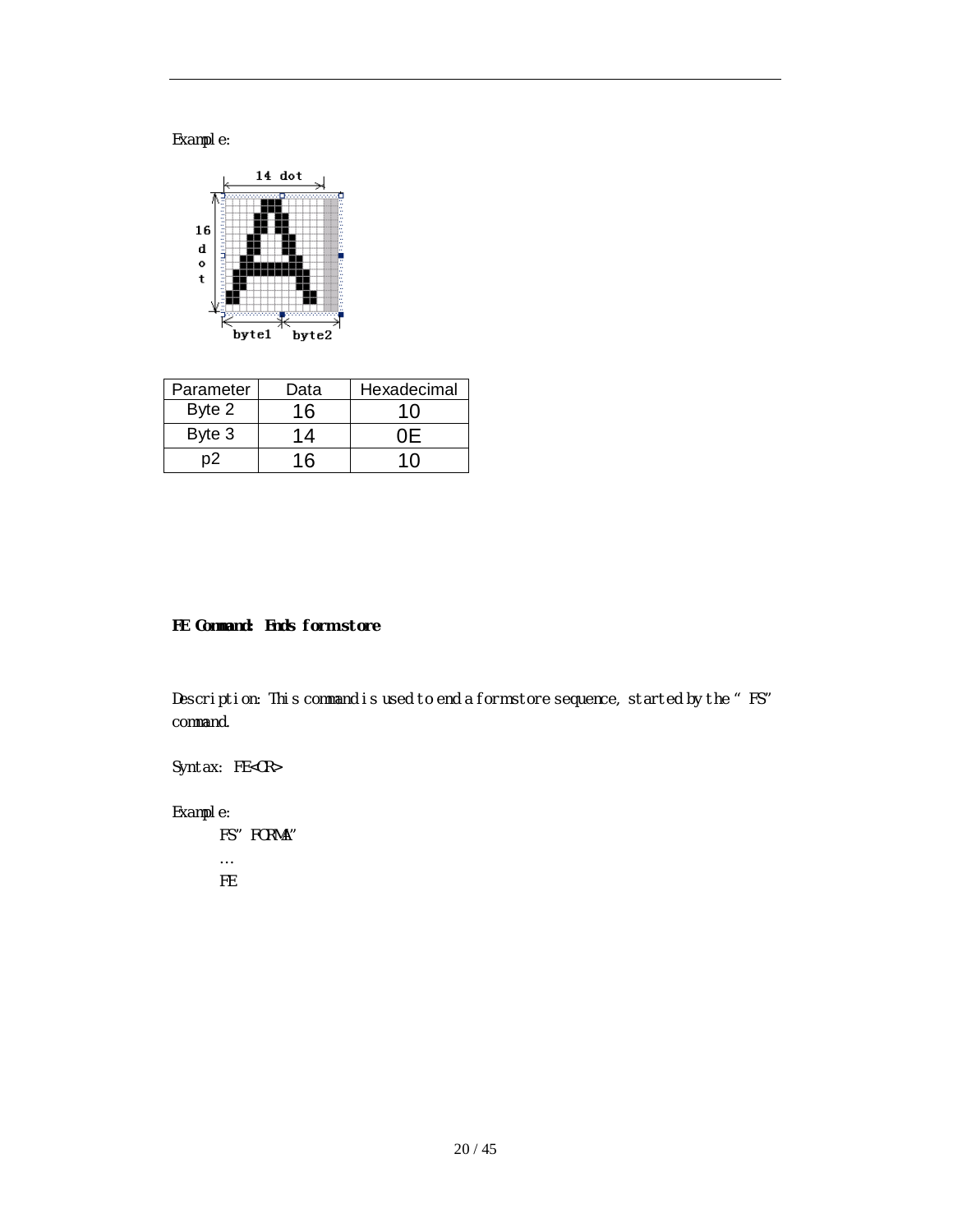Example:

| Parameter | Data | Hexadecimal |
| --- | --- | --- |
| Byte 2 | 16 | 10 |
| Byte 3 | 14 | 0E |
| p2 | 16 | 10 |

**FE Command: Ends formstore**

Description: This command is used to end a formstore sequence, started by the "FS" command.

Syntax: FE<CR>

Example:

```
FS"FORMA"
…
FE
```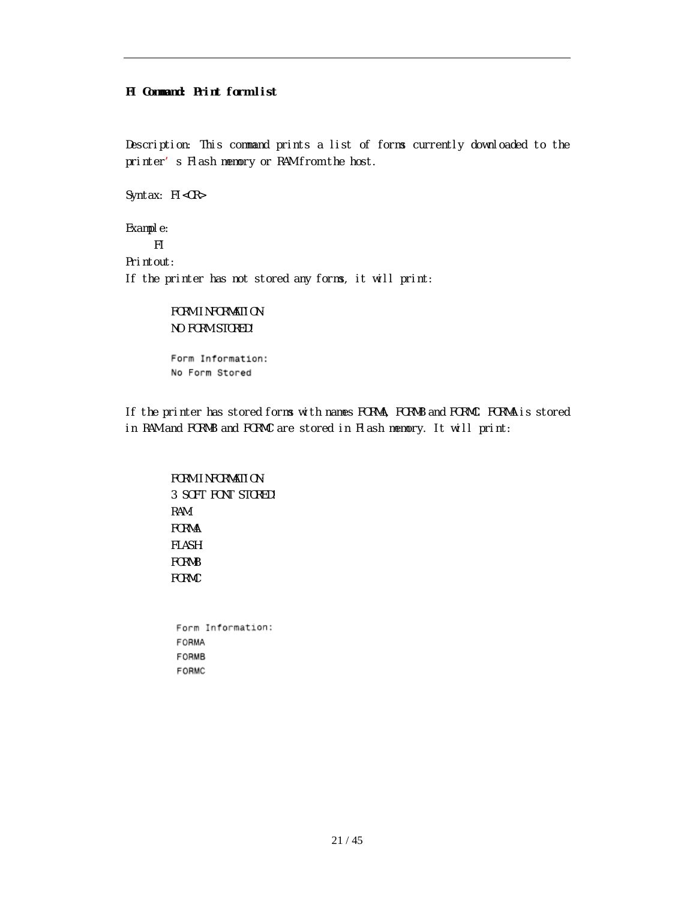### FI Command: Print form list

Description: This command prints a list of forms currently downloaded to the printer's Flash memory or RAM from the host.

Syntax: FI<CR>

Example:

FI

Printout:

If the printer has not stored any forms, it will print:

```
FORM INFORMATION
NO FORM STORED!
```

```
Form Information:
No Form Stored
```

If the printer has stored forms with names FORMA, FORMB and FORMC. FORMA is stored in RAM and FORMB and FORMC are stored in Flash memory. It will print:

```
FORM INFORMATION
3 SOFT FONT STORED!
RAM:
FORMA
FLASH
FORMB
FORMC
```

```
Form Information:
FORMA
FORMB
FORMC
```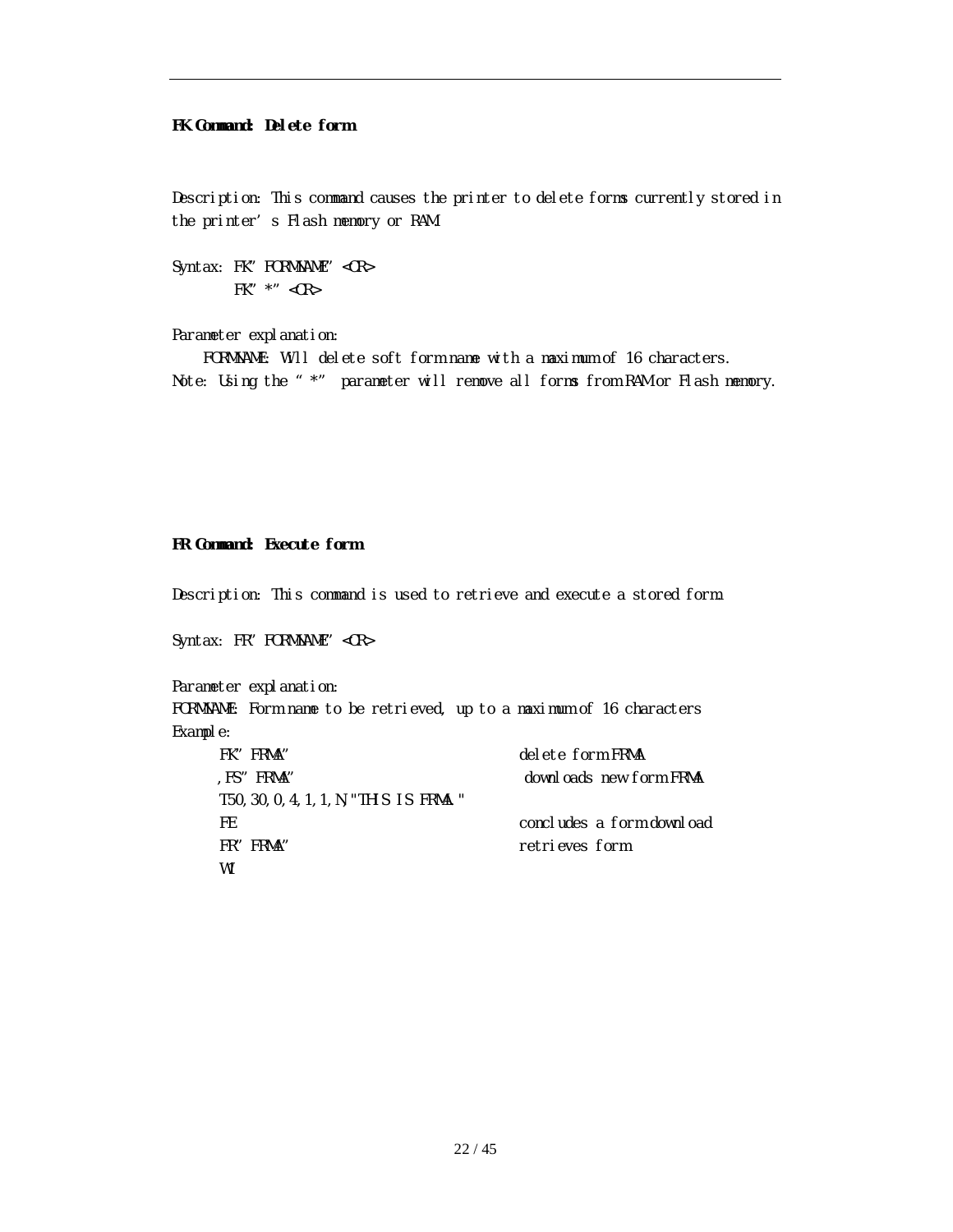**FK Command: Delete form**

Description: This command causes the printer to delete forms currently stored in the printer's Flash memory or RAM.

Syntax: FK"FORMNAME"<CR>
FK"*"<CR>

Parameter explanation:
FORMNAME: Will delete soft form name with a maximum of 16 characters.
Note: Using the "*" parameter will remove all forms from RAM or Flash memory.

**FR Command: Execute form**

Description: This command is used to retrieve and execute a stored form.

Syntax: FR"FORMNAME"<CR>

Parameter explanation:
FORMNAME: Form name to be retrieved, up to a maximum of 16 characters
Example:

```
FK"FRMA"                          delete form FRMA
,FS"FRMA"                         downloads new form FRMA
T50,30,0,4,1,1,N,"THIS IS FRMA."
FE                                concludes a form download
FR"FRMA"                          retrieves form
W1
```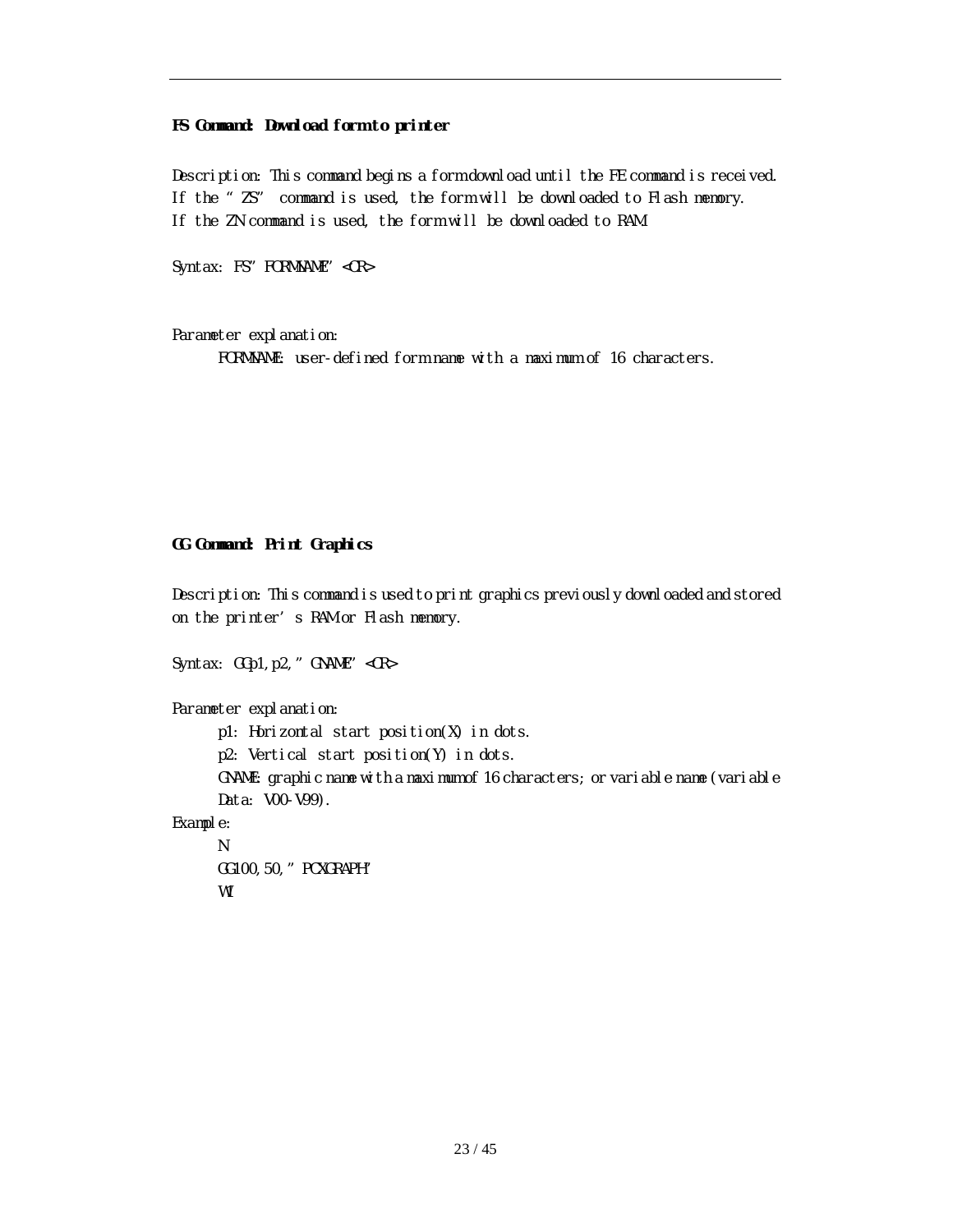### FS Command: Download form to printer

Description: This command begins a form download until the FE command is received.
If the "ZS" command is used, the form will be downloaded to Flash memory.
If the ZN command is used, the form will be downloaded to RAM.

Syntax: FS"FORMNAME"<CR>

Parameter explanation:

FORMNAME: user-defined form name with a maximum of 16 characters.

### GG Command: Print Graphics

Description: This command is used to print graphics previously downloaded and stored on the printer's RAM or Flash memory.

Syntax: GGp1,p2,"GNAME"<CR>

Parameter explanation:

p1: Horizontal start position(X) in dots.

p2: Vertical start position(Y) in dots.

GNAME: graphic name with a maximum of 16 characters; or variable name (variable Data: V00-V99).

Example:

```
N
GG100,50,"PCXGRAPH"
W1
```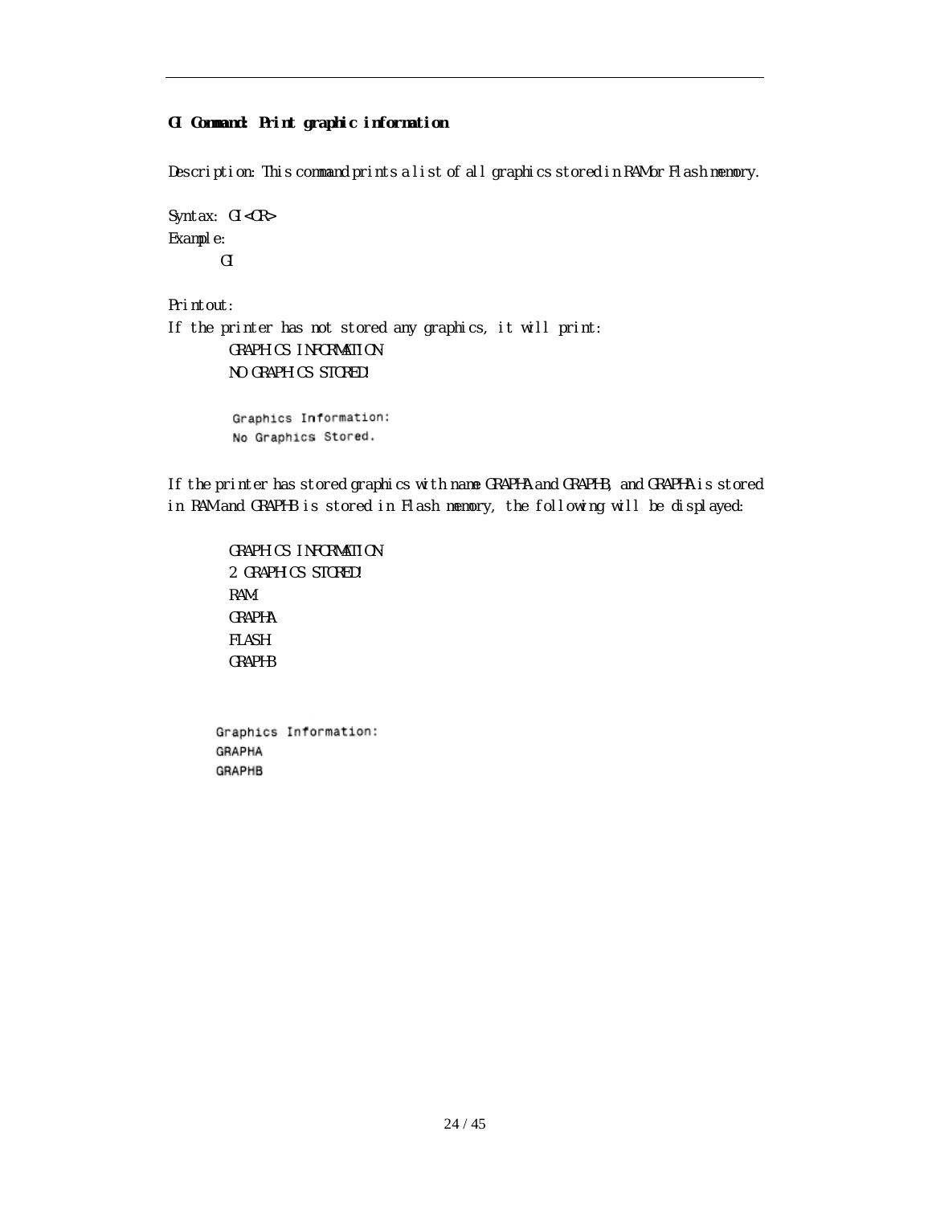**GI Command: Print graphic information**

Description: This command prints a list of all graphics stored in RAM or Flash memory.

Syntax: GI<CR>

Example:

GI

Printout:

If the printer has not stored any graphics, it will print:

GRAPHICS INFORMATION
NO GRAPHICS STORED!

Graphics Information:
No Graphics Stored.

If the printer has stored graphics with name GRAPHA and GRAPHB, and GRAPHA is stored in RAM and GRAPHB is stored in Flash memory, the following will be displayed:

GRAPHICS INFORMATION
2 GRAPHICS STORED!
RAM:
GRAPHA
FLASH
GRAPHB

Graphics Information:
GRAPHA
GRAPHB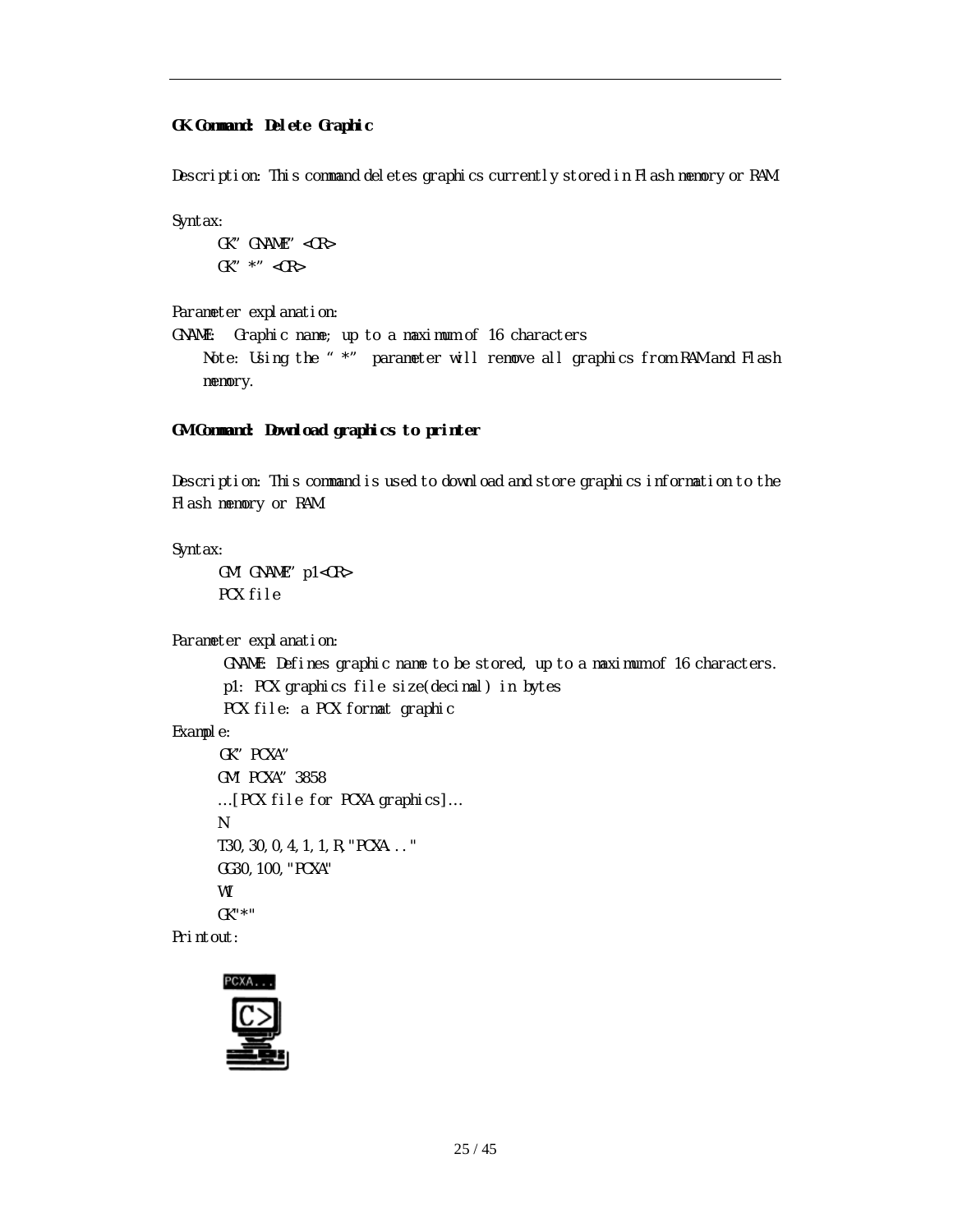**GK Command: Delete Graphic**

Description: This command deletes graphics currently stored in Flash memory or RAM.

Syntax:

```
GK”GNAME”<CR>
GK”*”<CR>
```

Parameter explanation:

GNAME: Graphic name; up to a maximum of 16 characters

Note: Using the “*” parameter will remove all graphics from RAM and Flash memory.

**GM Command: Download graphics to printer**

Description: This command is used to download and store graphics information to the Flash memory or RAM.

Syntax:

```
GM”GNAME”p1<CR>
PCX file
```

Parameter explanation:

GNAME: Defines graphic name to be stored, up to a maximum of 16 characters.

p1: PCX graphics file size(decimal) in bytes

PCX file: a PCX format graphic

Example:

```
GK”PCXA”
GM”PCXA”3858
…[PCX file for PCXA graphics]…
N
T30,30,0,4,1,1,R,"PCXA..."
GG30,100,"PCXA"
W1
GK"*"
```

Printout: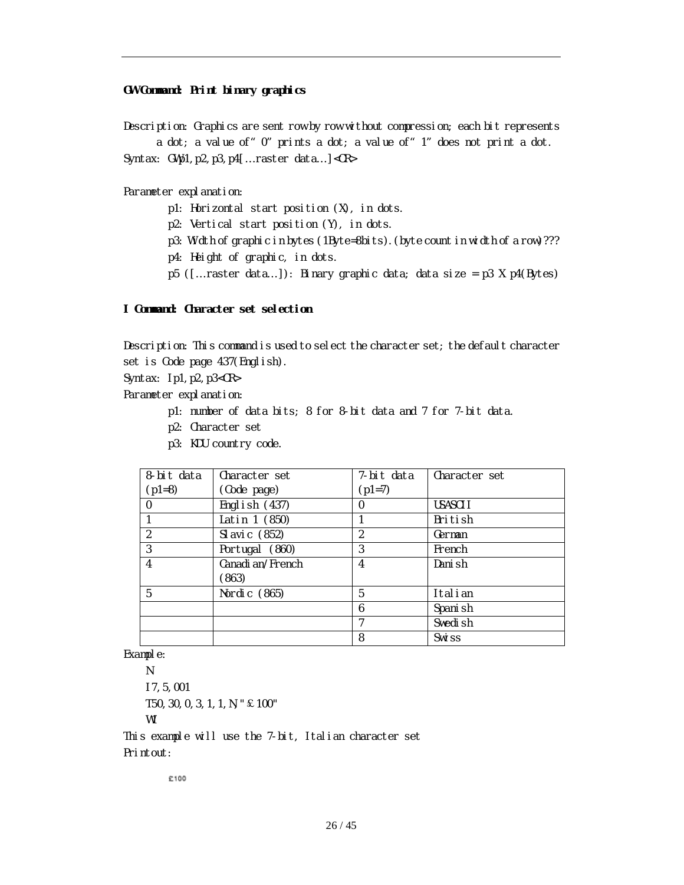**GW Command: Print binary graphics**

Description: Graphics are sent row by row without compression; each bit represents a dot; a value of "0" prints a dot; a value of "1" does not print a dot.

Syntax: GWp1,p2,p3,p4[...raster data...]<CR>

Parameter explanation:

- p1: Horizontal start position (X), in dots.
- p2: Vertical start position (Y), in dots.
- p3: Width of graphic in bytes (1Byte=8bits).(byte count in width of a row)???
- p4: Height of graphic, in dots.
- p5 ([...raster data...]): Binary graphic data; data size = p3 X p4(Bytes)

**I Command: Character set selection**

Description: This command is used to select the character set; the default character set is Code page 437(English).

Syntax: Ip1,p2,p3<CR>

Parameter explanation:

- p1: number of data bits; 8 for 8-bit data and 7 for 7-bit data.
- p2: Character set
- p3: KDU country code.

| 8-bit data (p1=8) | Character set (Code page) | 7-bit data (p1=7) | Character set |
|---|---|---|---|
| 0 | English (437) | 0 | USASCII |
| 1 | Latin 1 (850) | 1 | British |
| 2 | Slavic (852) | 2 | German |
| 3 | Portugal (860) | 3 | French |
| 4 | Canadian/French (863) | 4 | Danish |
| 5 | Nordic (865) | 5 | Italian |
| | | 6 | Spanish |
| | | 7 | Swedish |
| | | 8 | Swiss |

Example:

```
N
I7,5,001
T50,30,0,3,1,1,N,"£100"
W1
```

This example will use the 7-bit, Italian character set

Printout:

£100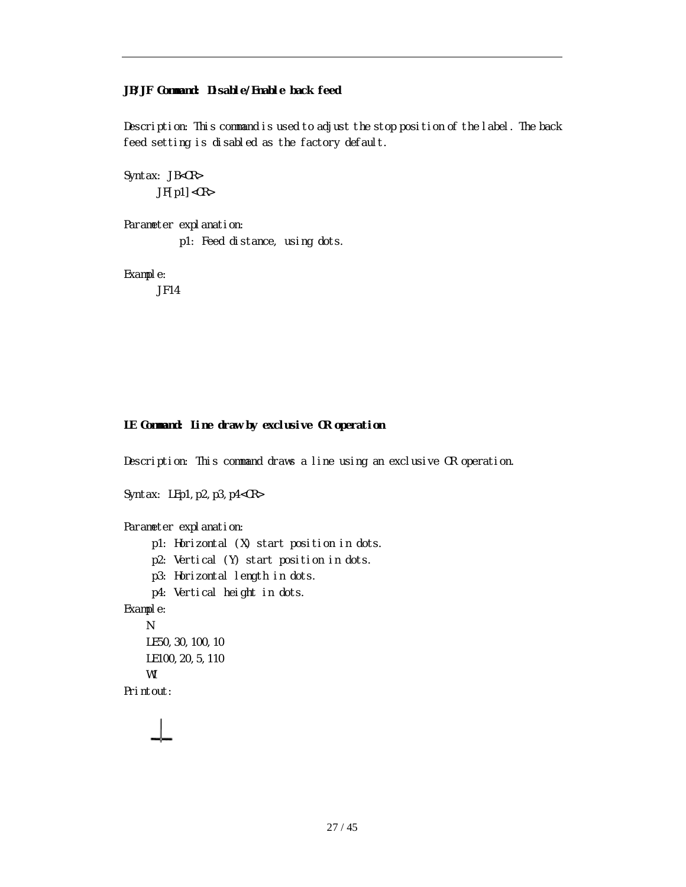**JB/JF Command: Disable/Enable back feed**

Description: This command is used to adjust the stop position of the label. The back feed setting is disabled as the factory default.

Syntax: JB<CR>

JF[p1]<CR>

Parameter explanation:

p1: Feed distance, using dots.

Example:

```
JF14
```

**LE Command: Line draw by exclusive OR operation**

Description: This command draws a line using an exclusive OR operation.

Syntax: LEp1,p2,p3,p4<CR>

Parameter explanation:

p1: Horizontal (X) start position in dots.

p2: Vertical (Y) start position in dots.

p3: Horizontal length in dots.

p4: Vertical height in dots.

Example:

```
N
LE50,30,100,10
LE100,20,5,110
W1
```

Printout: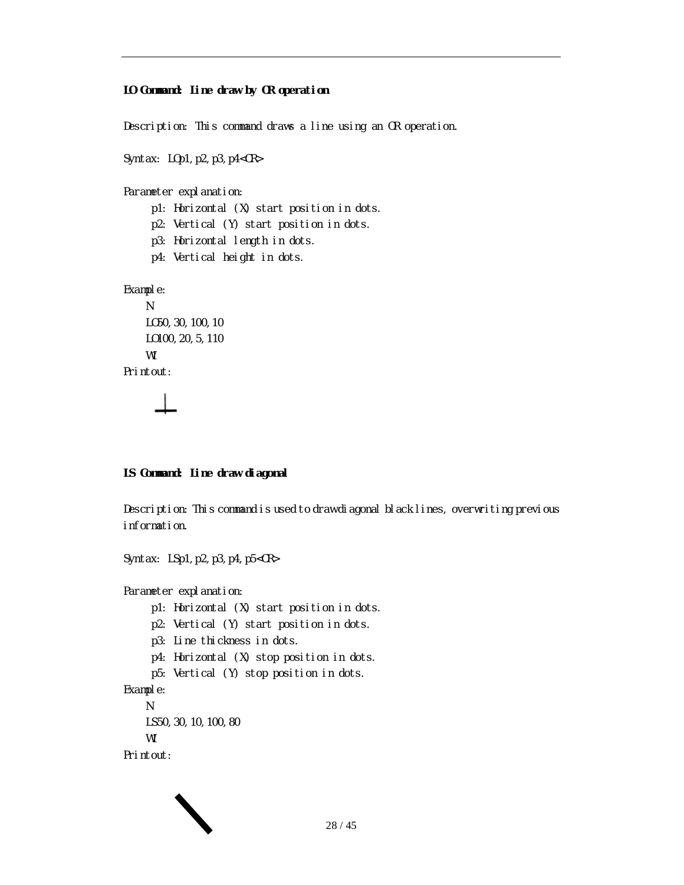### LO Command: Line draw by OR operation

Description: This command draws a line using an OR operation.

Syntax: LOp1,p2,p3,p4<CR>

Parameter explanation:

- p1: Horizontal (X) start position in dots.
- p2: Vertical (Y) start position in dots.
- p3: Horizontal length in dots.
- p4: Vertical height in dots.

Example:

```
N
LO50,30,100,10
LO100,20,5,110
W1
```

Printout:

### LS Command: Line draw diagonal

Description: This command is used to draw diagonal black lines, overwriting previous information.

Syntax: LSp1,p2,p3,p4,p5<CR>

Parameter explanation:

- p1: Horizontal (X) start position in dots.
- p2: Vertical (Y) start position in dots.
- p3: Line thickness in dots.
- p4: Horizontal (X) stop position in dots.
- p5: Vertical (Y) stop position in dots.

Example:

```
N
LS50,30,10,100,80
W1
```

Printout: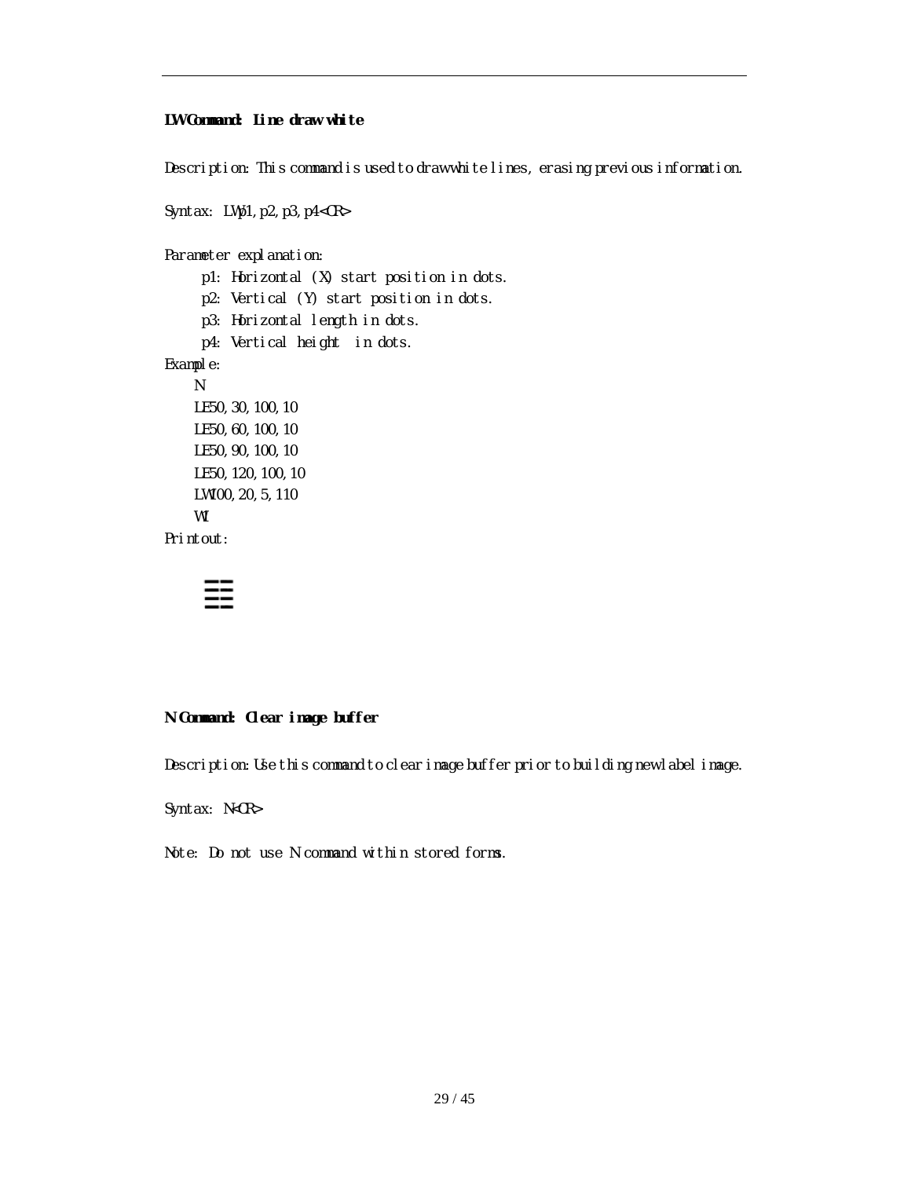**LW Command: line draw white**

Description: This command is used to draw white lines, erasing previous information.

Syntax: LWp1,p2,p3,p4<CR>

Parameter explanation:

- p1: Horizontal (X) start position in dots.
- p2: Vertical (Y) start position in dots.
- p3: Horizontal length in dots.
- p4: Vertical height in dots.

Example:

```
N
LE50,30,100,10
LE50,60,100,10
LE50,90,100,10
LE50,120,100,10
LW100,20,5,110
W1
```

Printout:

**N Command: Clear image buffer**

Description: Use this command to clear image buffer prior to building new label image.

Syntax: N<CR>

Note: Do not use N command within stored forms.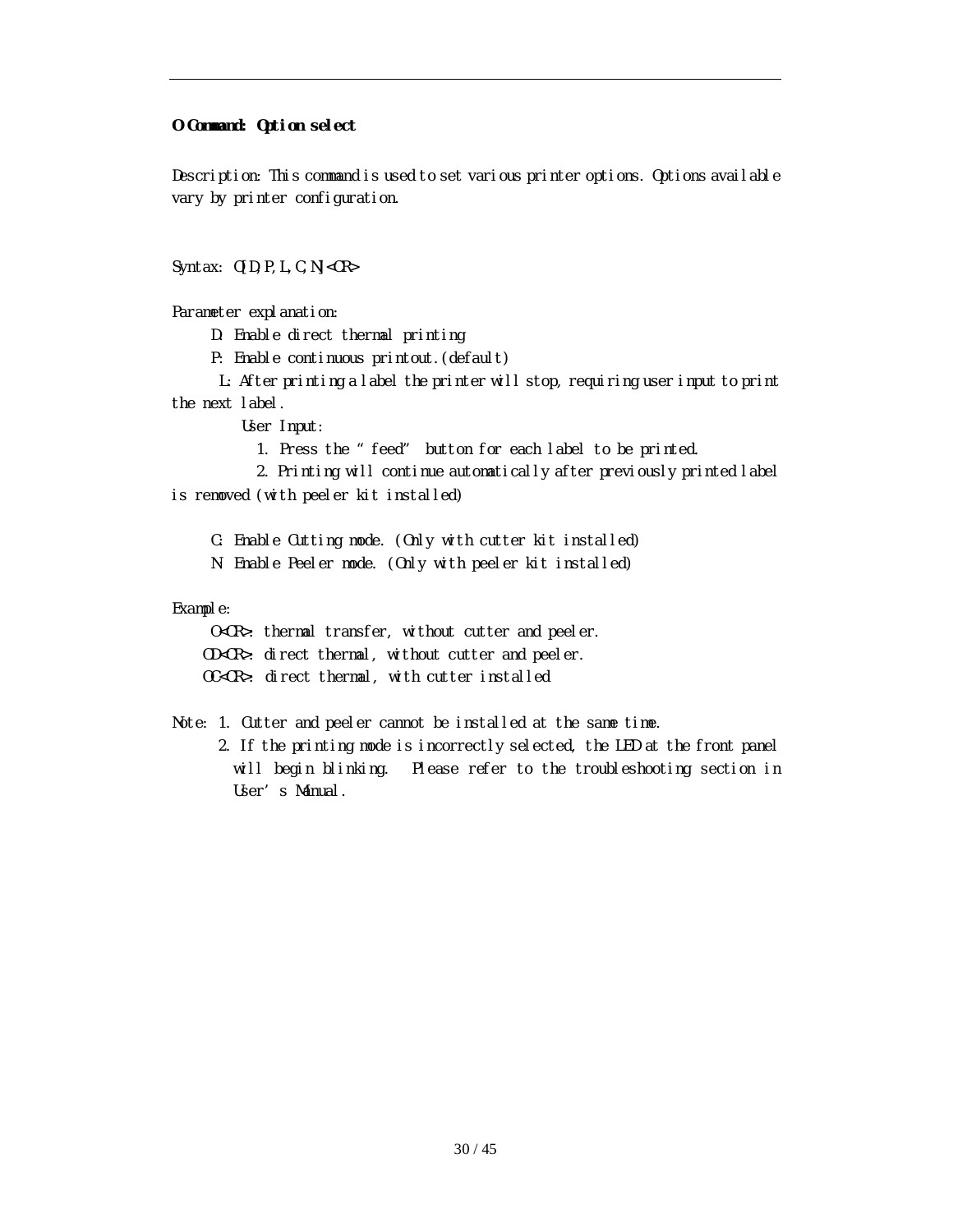**O Command: Option select**

Description: This command is used to set various printer options. Options available vary by printer configuration.

Syntax: O[D,P,L,C,N]<CR>

Parameter explanation:

D: Enable direct thermal printing

P: Enable continuous printout.(default)

L: After printing a label the printer will stop, requiring user input to print the next label.

User Input:

1. Press the "feed" button for each label to be printed.
2. Printing will continue automatically after previously printed label is removed (with peeler kit installed)

C: Enable Cutting mode. (Only with cutter kit installed)

N: Enable Peeler mode. (Only with peeler kit installed)

Example:

O<CR>: thermal transfer, without cutter and peeler.

OD<CR>: direct thermal, without cutter and peeler.

OC<CR>: direct thermal, with cutter installed

Note: 1. Cutter and peeler cannot be installed at the same time.

2. If the printing mode is incorrectly selected, the LED at the front panel will begin blinking. Please refer to the troubleshooting section in User's Manual.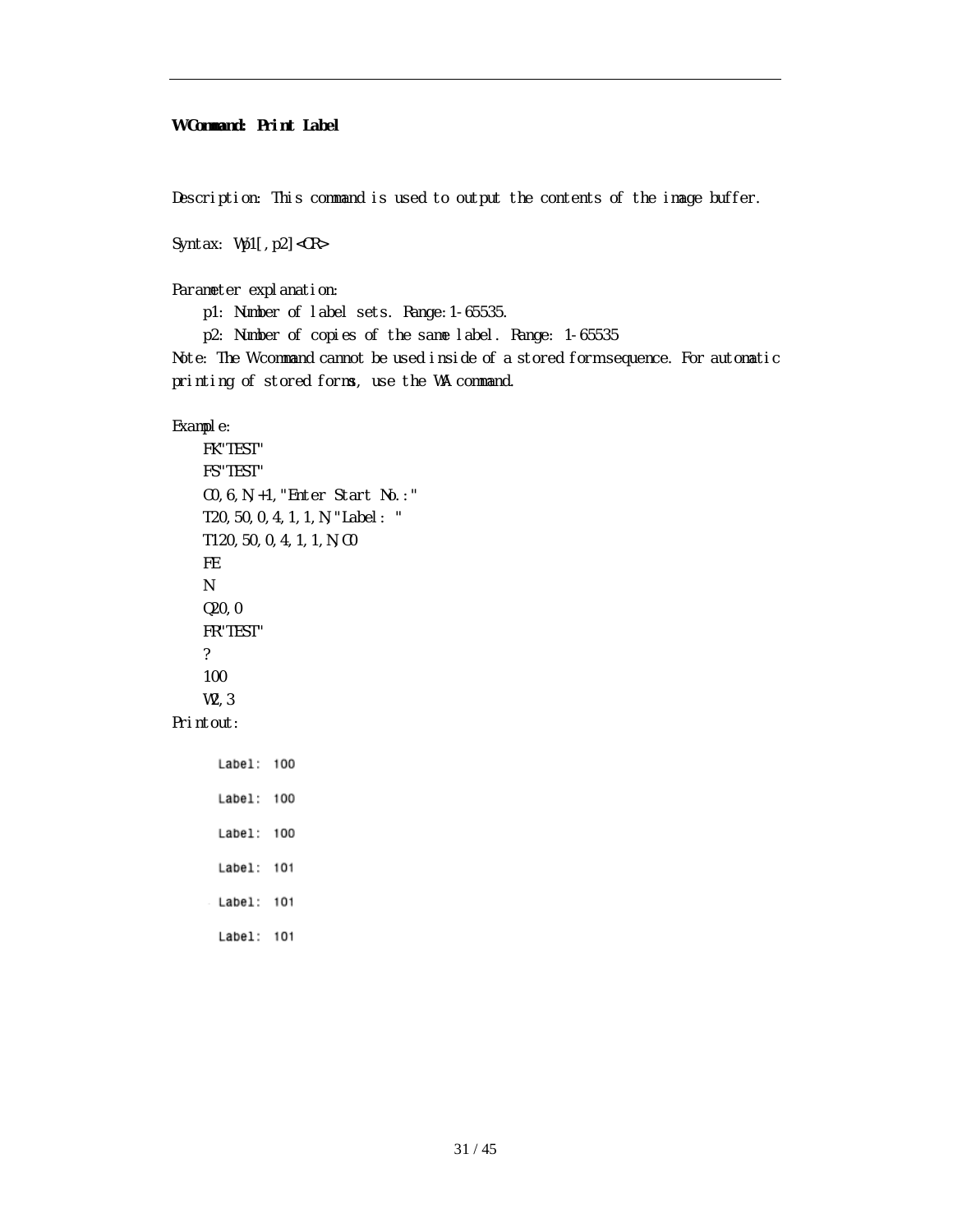## W Command: Print Label

Description: This command is used to output the contents of the image buffer.

Syntax: Wp1[,p2]<CR>

Parameter explanation:

p1: Number of label sets. Range:1-65535.

p2: Number of copies of the same label. Range: 1-65535

Note: The W command cannot be used inside of a stored form sequence. For automatic printing of stored forms, use the WA command.

Example:

```
FK"TEST"
FS"TEST"
C0,6,N,+1,"Enter Start No.:"
T20,50,0,4,1,1,N,"Label: "
T120,50,0,4,1,1,N,C0
FE
N
Q20,0
FR"TEST"
?
100
W2,3
```

Printout:

```
Label: 100
Label: 100
Label: 100
Label: 101
Label: 101
Label: 101
```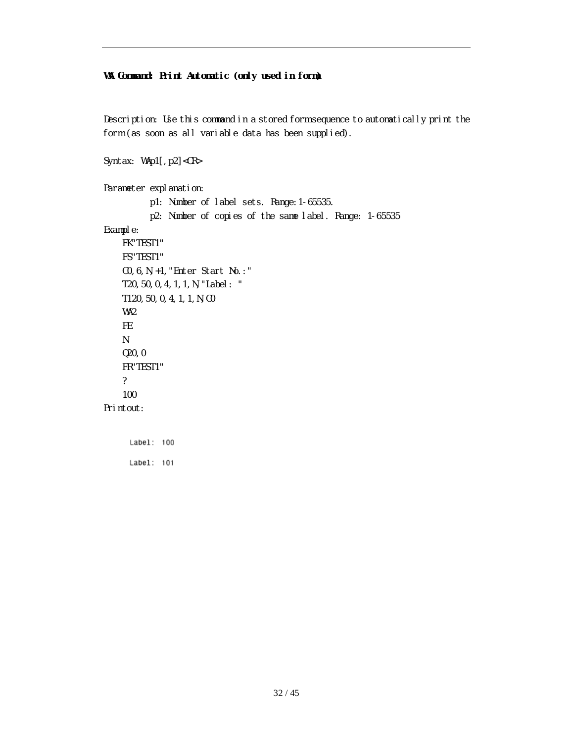### WA Command: Print Automatic (only used in form)

Description: Use this command in a stored form sequence to automatically print the form (as soon as all variable data has been supplied).

Syntax: WAp1[,p2]<CR>

Parameter explanation:

p1: Number of label sets. Range:1-65535.

p2: Number of copies of the same label. Range: 1-65535

Example:

```
FK"TEST1"
FS"TEST1"
C0,6,N,+1,"Enter Start No.:"
T20,50,0,4,1,1,N,"Label: "
T120,50,0,4,1,1,N,C0
WA2
FE
N
Q20,0
FR"TEST1"
?
100
```

Printout:

```
Label: 100
Label: 101
```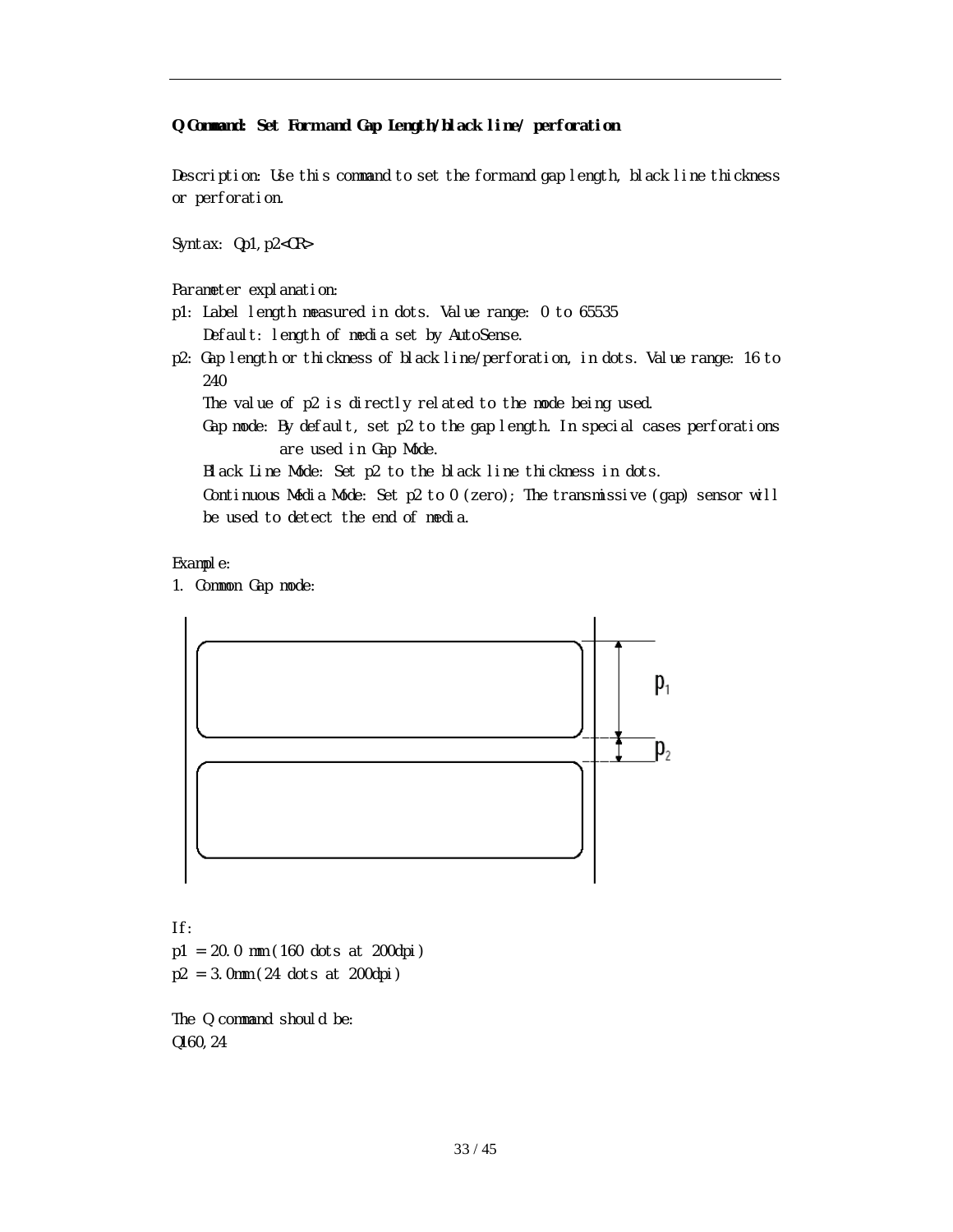**Q Command: Set Form and Gap Length/black line/ perforation**

Description: Use this command to set the form and gap length, black line thickness or perforation.

Syntax: Qp1,p2<CR>

Parameter explanation:

p1: Label length measured in dots. Value range: 0 to 65535
    Default: length of media set by AutoSense.

p2: Gap length or thickness of black line/perforation, in dots. Value range: 16 to 240
    The value of p2 is directly related to the mode being used.
    Gap mode: By default, set p2 to the gap length. In special cases perforations are used in Gap Mode.
    Black Line Mode: Set p2 to the black line thickness in dots.
    Continuous Media Mode: Set p2 to 0 (zero); The transmissive (gap) sensor will be used to detect the end of media.

Example:

1. Common Gap mode:

If:
p1 = 20.0 mm (160 dots at 200dpi)
p2 = 3.0mm (24 dots at 200dpi)

The Q command should be:
Q160,24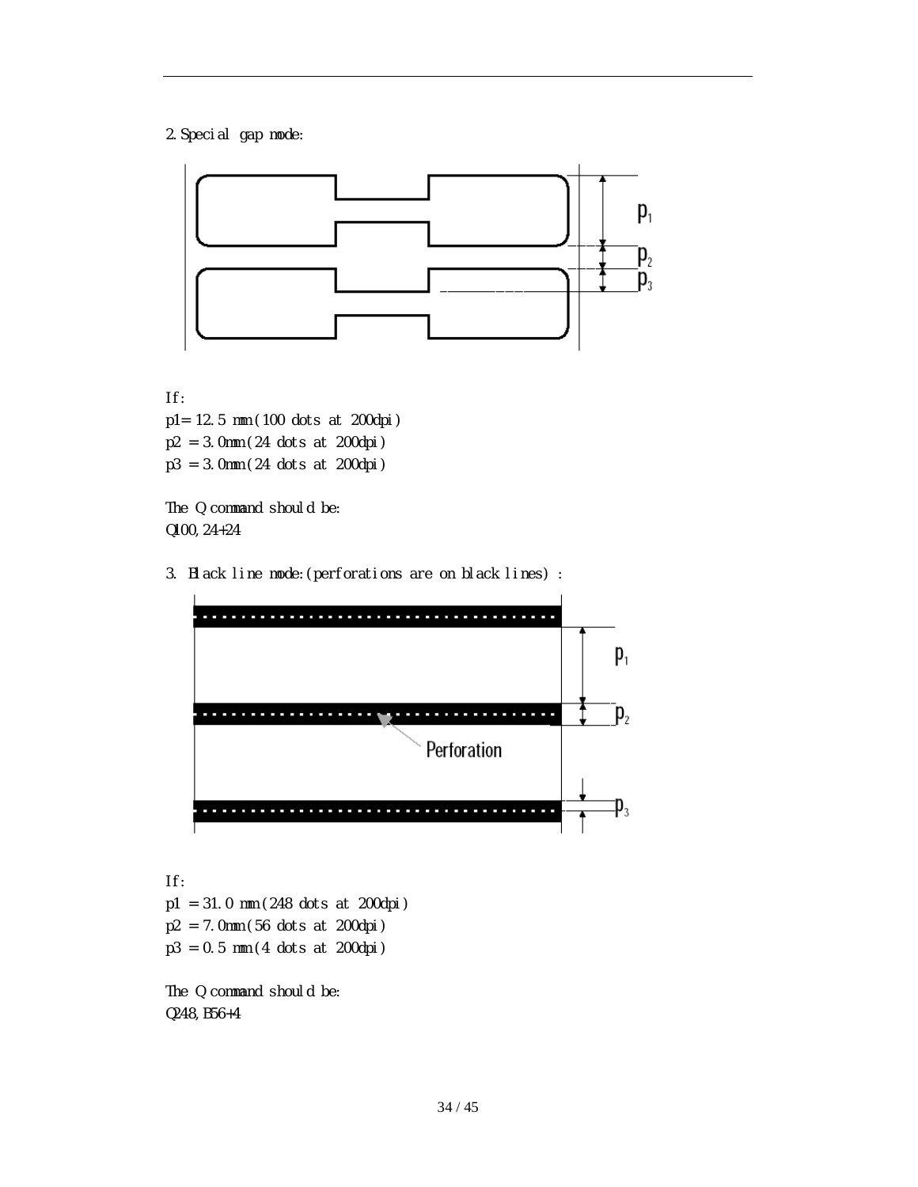2. Special gap mode:

If:
p1= 12.5 mm (100 dots at 200dpi)
p2 = 3.0mm (24 dots at 200dpi)
p3 = 3.0mm (24 dots at 200dpi)

The Q command should be:
Q100,24+24

3. Black line mode:(perforations are on black lines) :

If:
p1 = 31.0 mm (248 dots at 200dpi)
p2 = 7.0mm (56 dots at 200dpi)
p3 = 0.5 mm (4 dots at 200dpi)

The Q command should be:
Q248,B56+4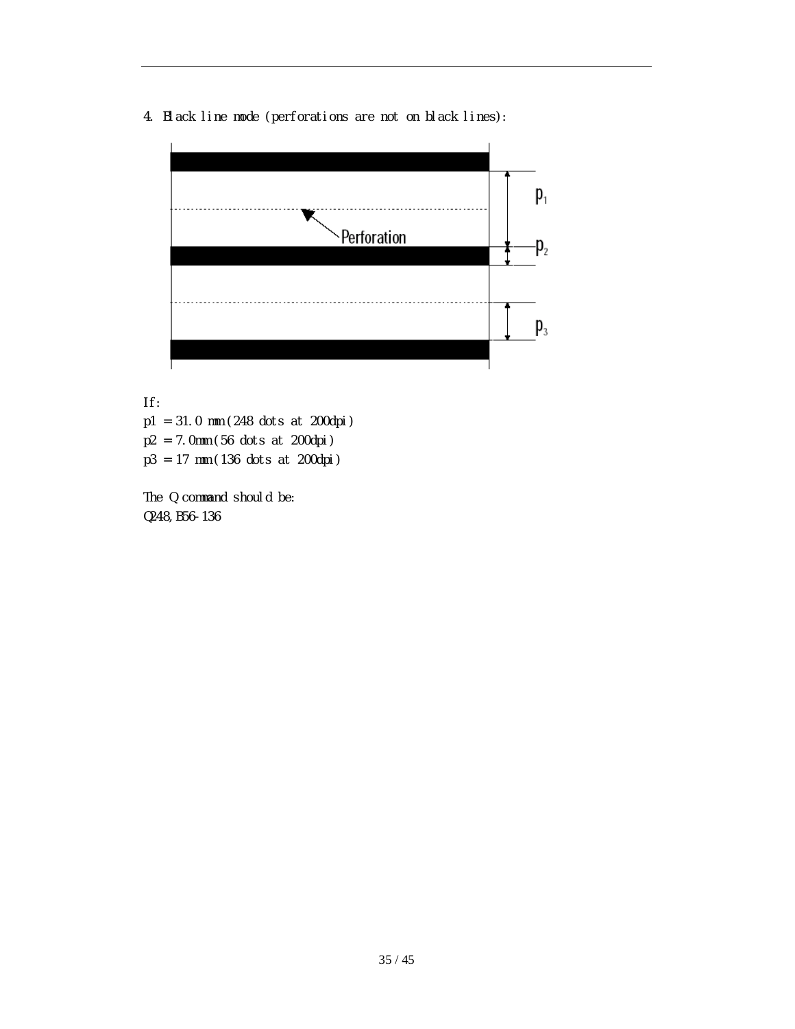4. Black line mode (perforations are not on black lines):

If:

p1 = 31.0 mm (248 dots at 200dpi)

p2 = 7.0mm (56 dots at 200dpi)

p3 = 17 mm (136 dots at 200dpi)

The Q command should be:

Q248,B56-136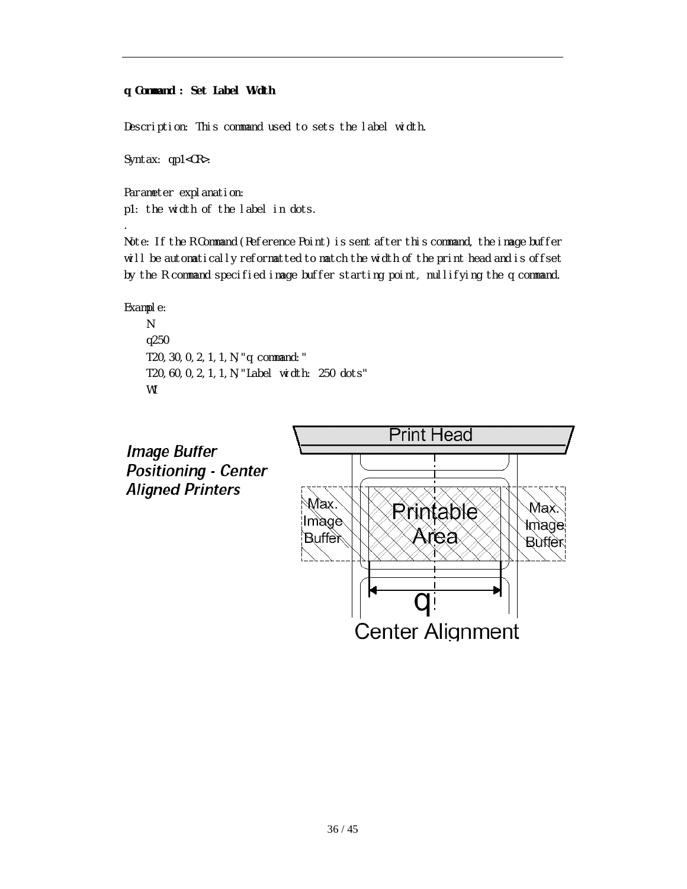### q Command : Set Label Width

Description: This command used to sets the label width.

Syntax: qp1<CR>.

Parameter explanation:
p1: the width of the label in dots.
.
Note: If the R Command (Reference Point) is sent after this command, the image buffer will be automatically reformatted to match the width of the print head and is offset by the R command specified image buffer starting point, nullifying the q command.

Example:

```
N
q250
T20,30,0,2,1,1,N,"q command:"
T20,60,0,2,1,1,N,"Label width: 250 dots"
W1
```

*Image Buffer Positioning - Center Aligned Printers*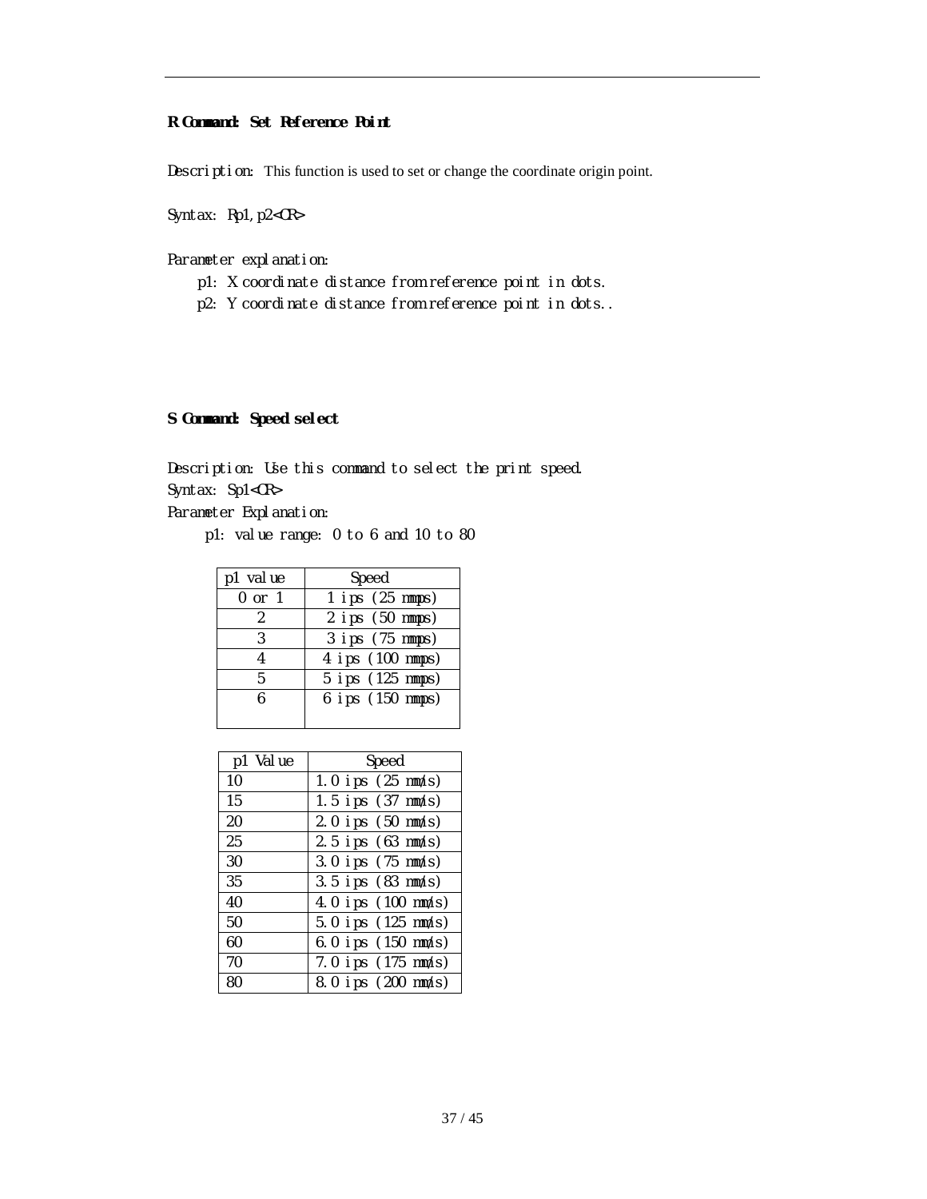### R Command: Set Reference Point

Description: This function is used to set or change the coordinate origin point.

Syntax: Rp1,p2<CR>

Parameter explanation:

p1: X coordinate distance from reference point in dots.

p2: Y coordinate distance from reference point in dots..

### S Command: Speed select

Description: Use this command to select the print speed.

Syntax: Sp1<CR>

Parameter Explanation:

p1: value range: 0 to 6 and 10 to 80

| p1 value | Speed |
|---|---|
| 0 or 1 | 1 ips (25 mmps) |
| 2 | 2 ips (50 mmps) |
| 3 | 3 ips (75 mmps) |
| 4 | 4 ips (100 mmps) |
| 5 | 5 ips (125 mmps) |
| 6 | 6 ips (150 mmps) |

| p1 Value | Speed |
|---|---|
| 10 | 1.0 ips (25 mm/s) |
| 15 | 1.5 ips (37 mm/s) |
| 20 | 2.0 ips (50 mm/s) |
| 25 | 2.5 ips (63 mm/s) |
| 30 | 3.0 ips (75 mm/s) |
| 35 | 3.5 ips (83 mm/s) |
| 40 | 4.0 ips (100 mm/s) |
| 50 | 5.0 ips (125 mm/s) |
| 60 | 6.0 ips (150 mm/s) |
| 70 | 7.0 ips (175 mm/s) |
| 80 | 8.0 ips (200 mm/s) |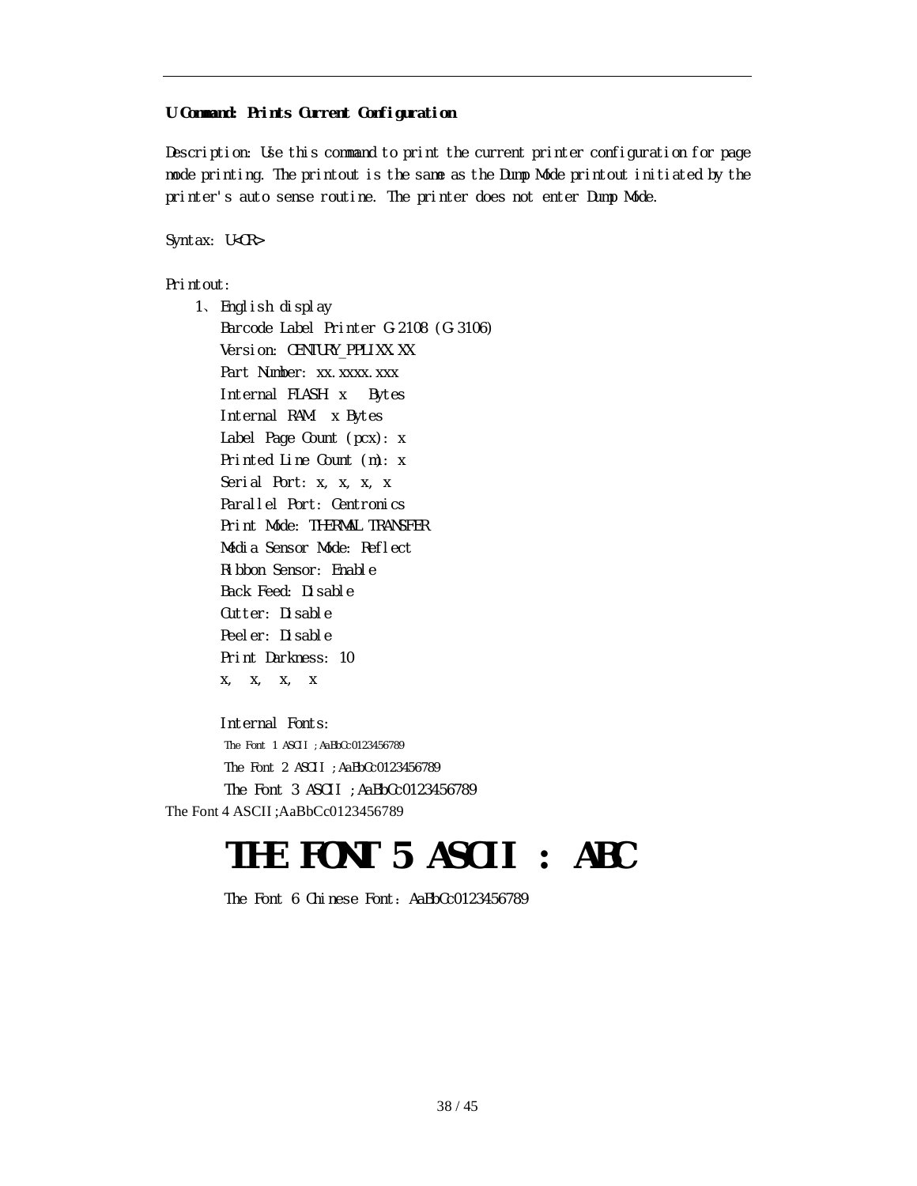**U Command: Prints Current Configuration**

Description: Use this command to print the current printer configuration for page mode printing. The printout is the same as the Dump Mode printout initiated by the printer's auto sense routine. The printer does not enter Dump Mode.

Syntax: U<CR>

Printout:

1、English display

Barcode Label Printer G-2108 (G-3106)
Version: CENTURY_PPLIXX.XX
Part Number: xx.xxxx.xxx
Internal FLASH: x Bytes
Internal RAM: x Bytes
Label Page Count (pcx): x
Printed Line Count (m): x
Serial Port: x, x, x, x
Parallel Port: Centronics
Print Mode: THERMAL TRANSFER
Media Sensor Mode: Reflect
Ribbon Sensor: Enable
Back Feed: Disable
Cutter: Disable
Peeler: Disable
Print Darkness: 10
x, x, x, x

Internal Fonts:
The Font 1 ASCII ;AaBbCc0123456789
The Font 2 ASCII ;AaBbCc0123456789
The Font 3 ASCII ;AaBbCc0123456789
The Font 4 ASCII ;AaBbCc0123456789

**THE FONT 5 ASCII : ABC**

The Font 6 Chinese Font: AaBbCc0123456789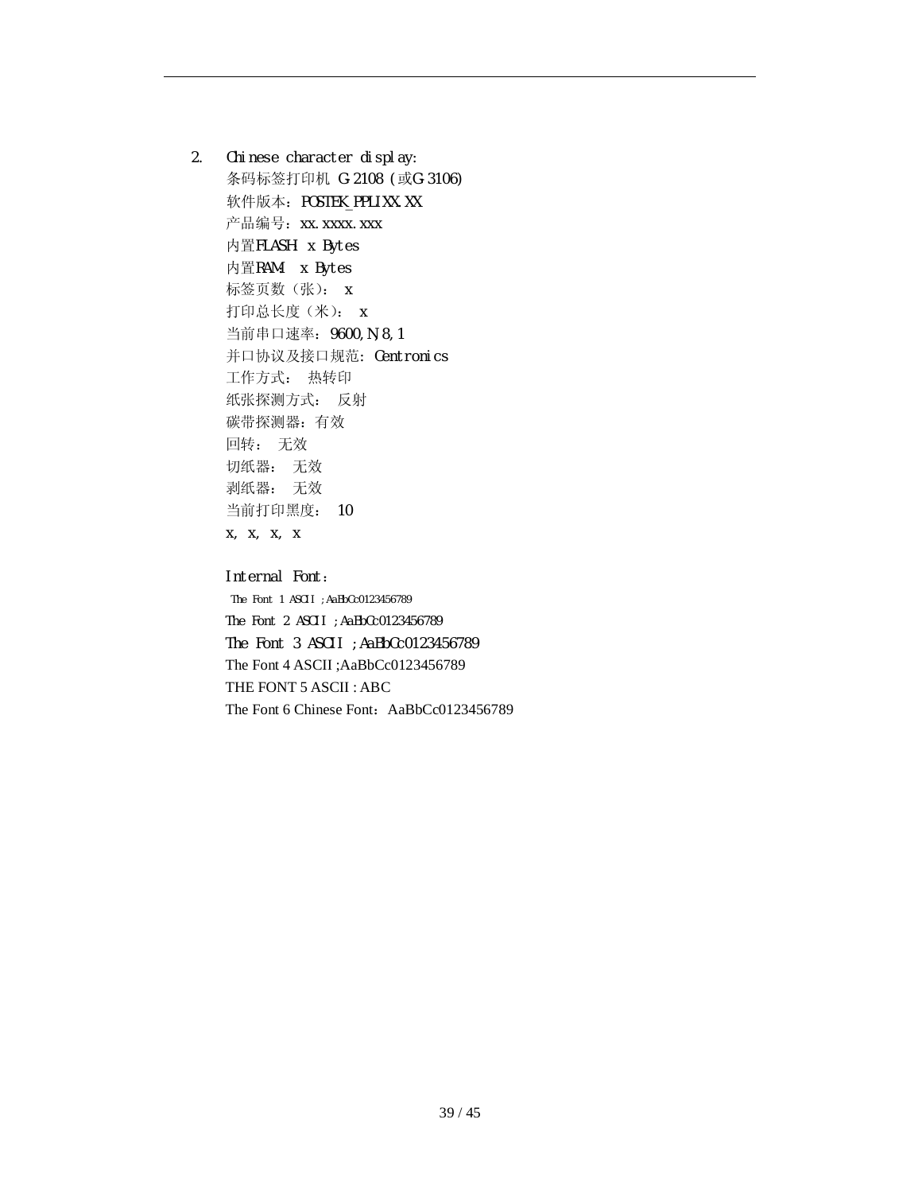2. Chinese character display:

   条码标签打印机 G-2108 (或G-3106)

   软件版本：POSTEK_PPLIXX.XX

   产品编号：xx.xxxx.xxx

   内置FLASH x Bytes

   内置RAM: x Bytes

   标签页数（张）： x

   打印总长度（米）： x

   当前串口速率：9600,N,8,1

   并口协议及接口规范：Centronics

   工作方式： 热转印

   纸张探测方式： 反射

   碳带探测器：有效

   回转： 无效

   切纸器： 无效

   剥纸器： 无效

   当前打印黑度： 10

   x, x, x, x

   Internal Font：

   The Font 1 ASCII ;AaBbCc0123456789

   The Font 2 ASCII ;AaBbCc0123456789

   The Font 3 ASCII ;AaBbCc0123456789

   The Font 4 ASCII ;AaBbCc0123456789

   THE FONT 5 ASCII : ABC

   The Font 6 Chinese Font：AaBbCc0123456789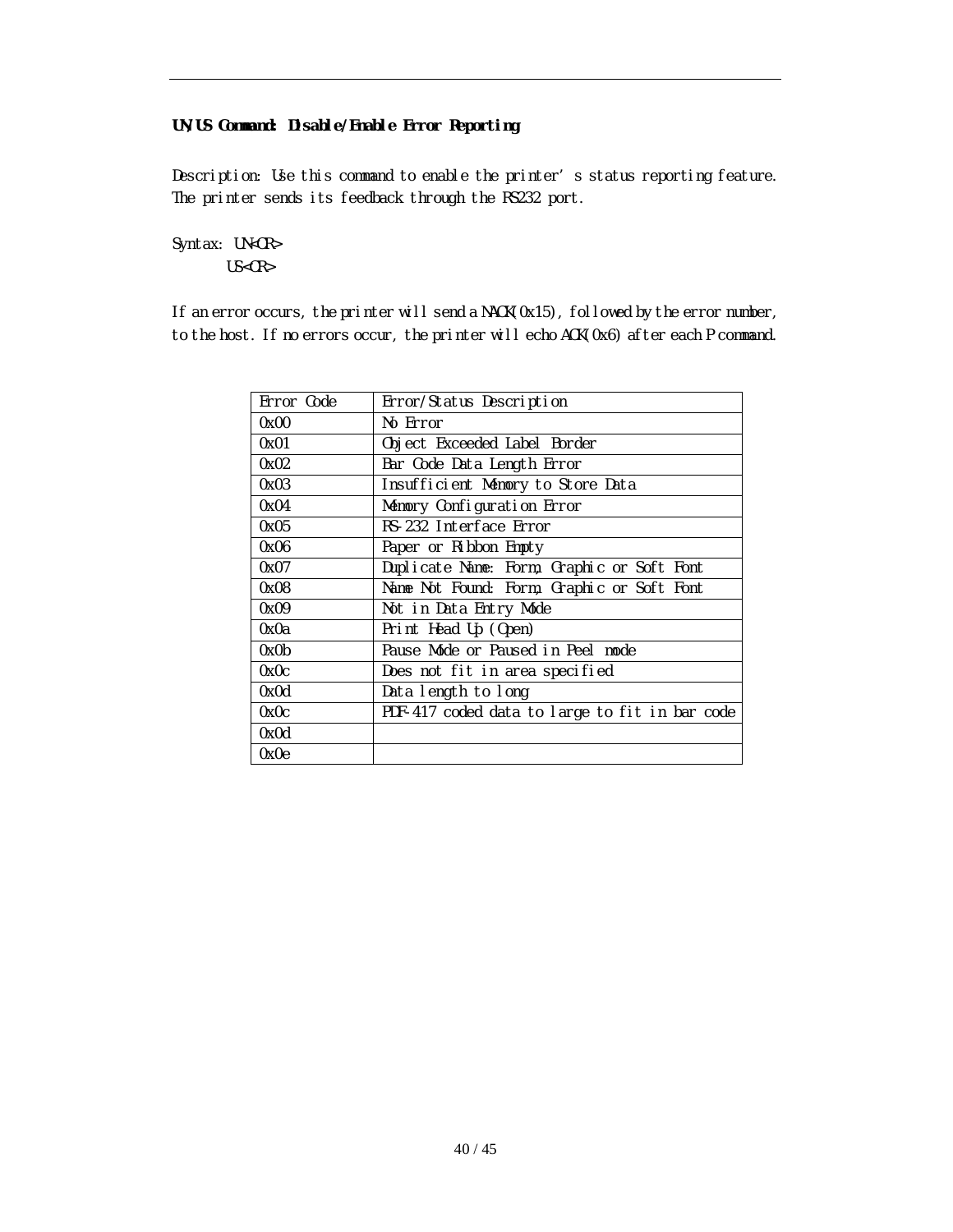**UN/US Command: Disable/Enable Error Reporting**

Description: Use this command to enable the printer's status reporting feature. The printer sends its feedback through the RS232 port.

Syntax: UN<CR>
US<CR>

If an error occurs, the printer will send a NACK(0x15), followed by the error number, to the host. If no errors occur, the printer will echo ACK(0x6) after each P command.

| Error Code | Error/Status Description |
| --- | --- |
| 0x00 | No Error |
| 0x01 | Object Exceeded Label Border |
| 0x02 | Bar Code Data Length Error |
| 0x03 | Insufficient Memory to Store Data |
| 0x04 | Memory Configuration Error |
| 0x05 | RS-232 Interface Error |
| 0x06 | Paper or Ribbon Empty |
| 0x07 | Duplicate Name: Form, Graphic or Soft Font |
| 0x08 | Name Not Found: Form, Graphic or Soft Font |
| 0x09 | Not in Data Entry Mode |
| 0x0a | Print Head Up (Open) |
| 0x0b | Pause Mode or Paused in Peel mode |
| 0x0c | Does not fit in area specified |
| 0x0d | Data length to long |
| 0x0c | PDF-417 coded data to large to fit in bar code |
| 0x0d | |
| 0x0e | |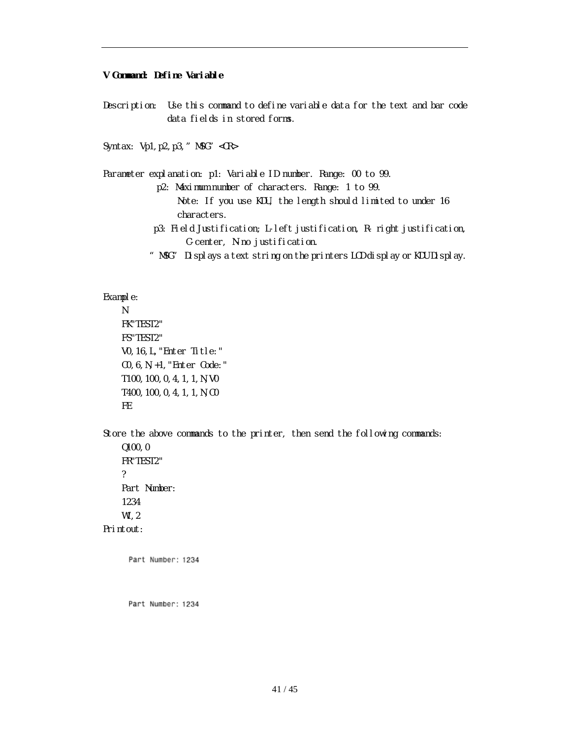**V Command: Define Variable**

Description: Use this command to define variable data for the text and bar code data fields in stored forms.

Syntax: Vp1,p2,p3,"MSG"<CR>

Parameter explanation: p1: Variable ID number. Range: 00 to 99.

p2: Maximum number of characters. Range: 1 to 99.
Note: If you use KDU, the length should limited to under 16 characters.

p3: Field Justification; L-left justification, R- right justification, C-center, N-no justification.

"MSG" Displays a text string on the printers LCD display or KDU Display.

Example:

```
N
FK"TEST2"
FS"TEST2"
V0,16,L,"Enter Title:"
C0,6,N,+1,"Enter Code:"
T100,100,0,4,1,1,N,V0
T400,100,0,4,1,1,N,C0
FE
```

Store the above commands to the printer, then send the following commands:

```
Q100,0
FR"TEST2"
?
Part Number:
1234
W1,2
```

Printout:

Part Number: 1234

Part Number: 1234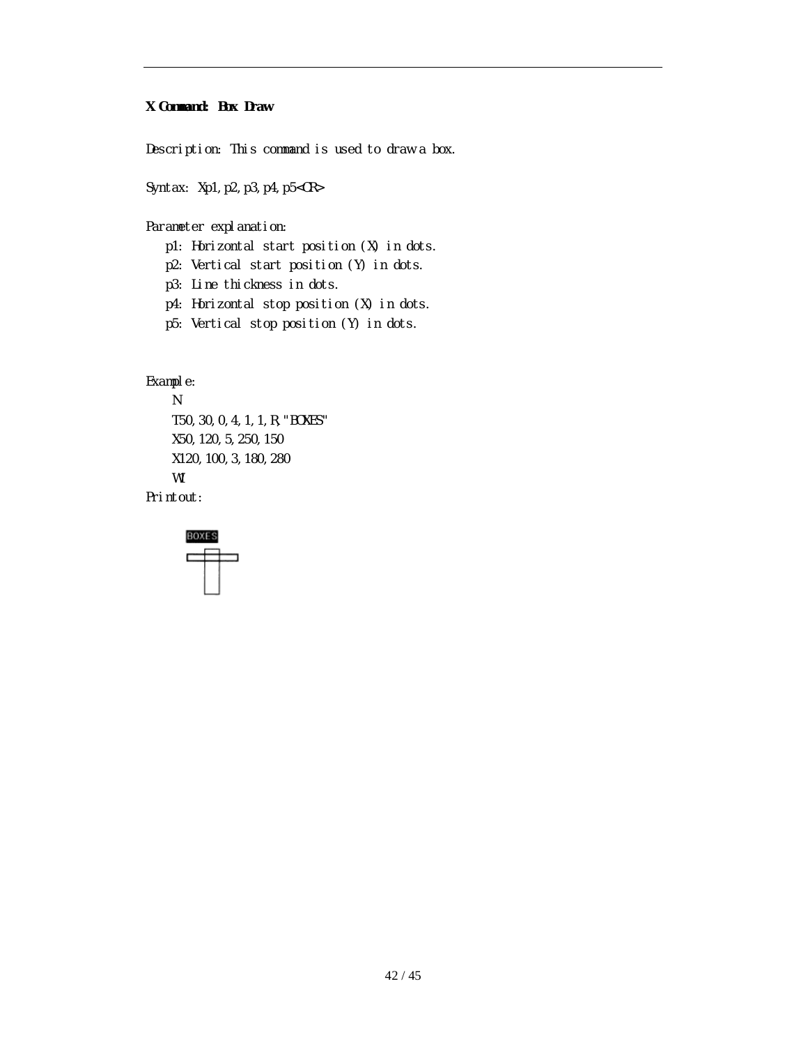### X Command: Box Draw

Description: This command is used to draw a box.

Syntax: Xp1,p2,p3,p4,p5<CR>

Parameter explanation:

- p1: Horizontal start position (X) in dots.
- p2: Vertical start position (Y) in dots.
- p3: Line thickness in dots.
- p4: Horizontal stop position (X) in dots.
- p5: Vertical stop position (Y) in dots.

Example:

```
N
T50,30,0,4,1,1,R,"BOXES"
X50,120,5,250,150
X120,100,3,180,280
W1
```

Printout: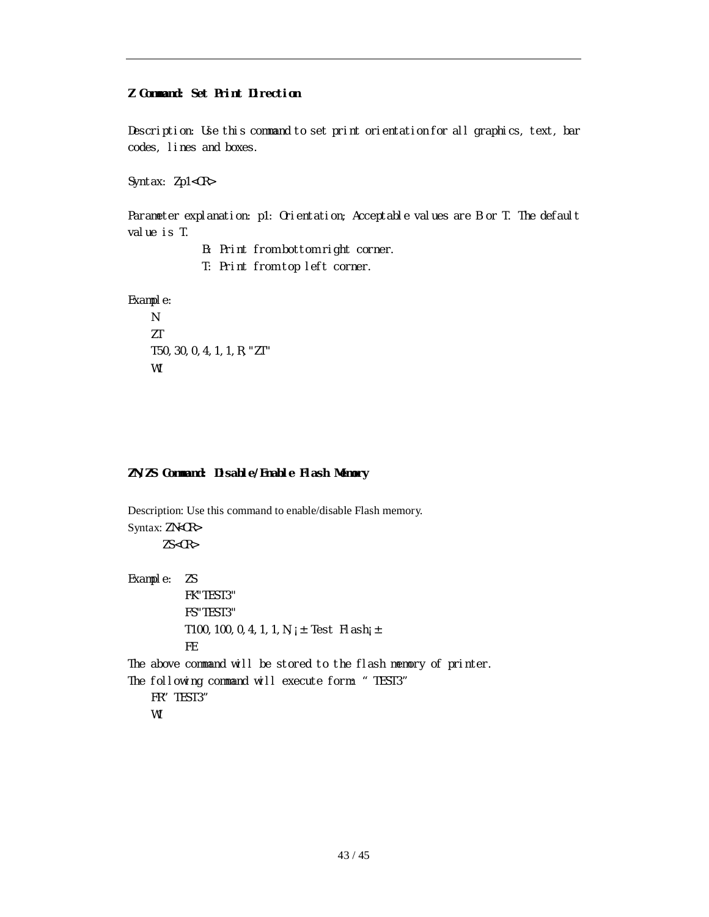### Z Command: Set Print Direction

Description: Use this command to set print orientation for all graphics, text, bar codes, lines and boxes.

Syntax: Zp1<CR>

Parameter explanation: p1: Orientation; Acceptable values are B or T. The default value is T.

B: Print from bottom right corner.

T: Print from top left corner.

Example:

```
N
ZT
T50,30,0,4,1,1,R,"ZT"
W1
```

### ZN/ZS Command: Disable/Enable Flash Memory

Description: Use this command to enable/disable Flash memory.

Syntax: ZN<CR>

ZS<CR>

Example:

```
ZS
FK"TEST3"
FS"TEST3"
T100,100,0,4,1,1,N,¡±Test Flash¡±
FE
```

The above command will be stored to the flash memory of printer.

The following command will execute form: "TEST3"

```
FR"TEST3"
W1
```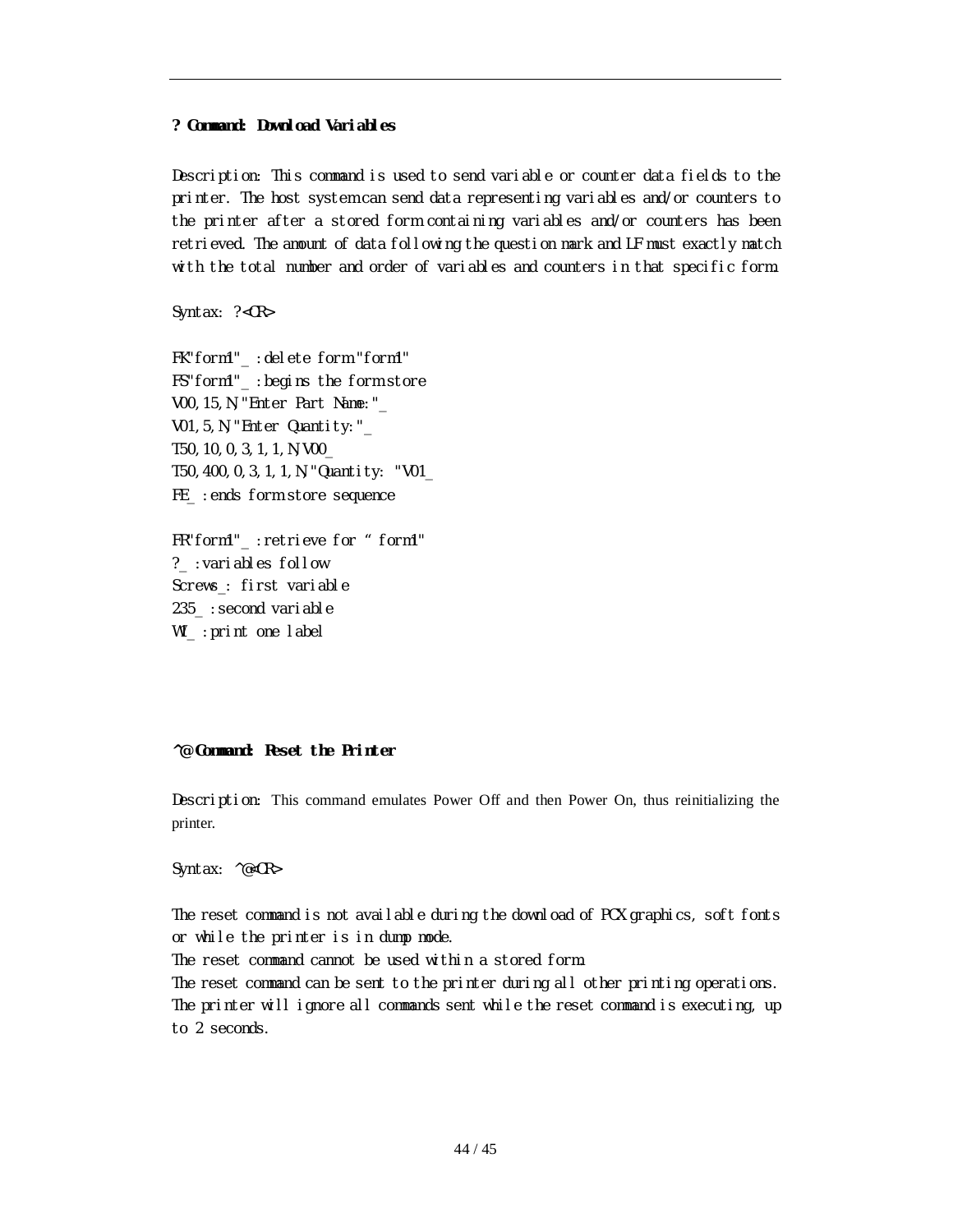**? Command: Download Variables**

Description: This command is used to send variable or counter data fields to the printer. The host system can send data representing variables and/or counters to the printer after a stored form containing variables and/or counters has been retrieved. The amount of data following the question mark and LF must exactly match with the total number and order of variables and counters in that specific form.

Syntax: ?<CR>

```
FK"form1"_ :delete form "form1"
FS"form1"_ :begins the form store
V00,15,N,"Enter Part Name:"_
V01,5,N,"Enter Quantity:"_
T50,10,0,3,1,1,N,V00_
T50,400,0,3,1,1,N,"Quantity: "V01_
FE_ :ends form store sequence

FR"form1"_ :retrieve for " form1"
?_ :variables follow
Screws_: first variable
235_ :second variable
W1_ :print one label
```

**^@ Command: Reset the Printer**

Description: This command emulates Power Off and then Power On, thus reinitializing the printer.

Syntax: ^@<CR>

The reset command is not available during the download of PCX graphics, soft fonts or while the printer is in dump mode.
The reset command cannot be used within a stored form.
The reset command can be sent to the printer during all other printing operations.
The printer will ignore all commands sent while the reset command is executing, up to 2 seconds.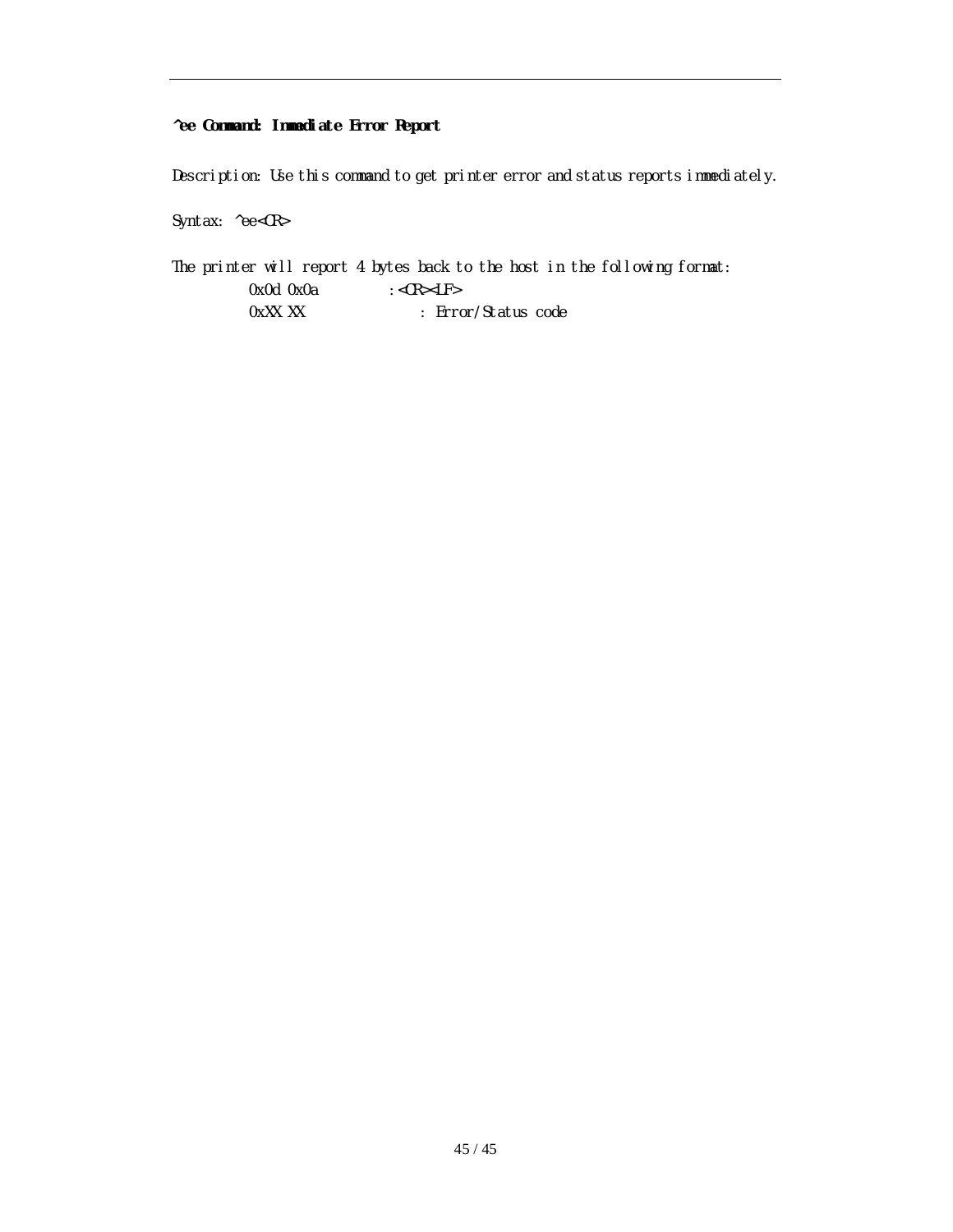### ^ee Command: Immediate Error Report

Description: Use this command to get printer error and status reports immediately.

Syntax: ^ee<CR>

The printer will report 4 bytes back to the host in the following format:

```
0x0d 0x0a        : <CR><LF>
0xXX XX          : Error/Status code
```